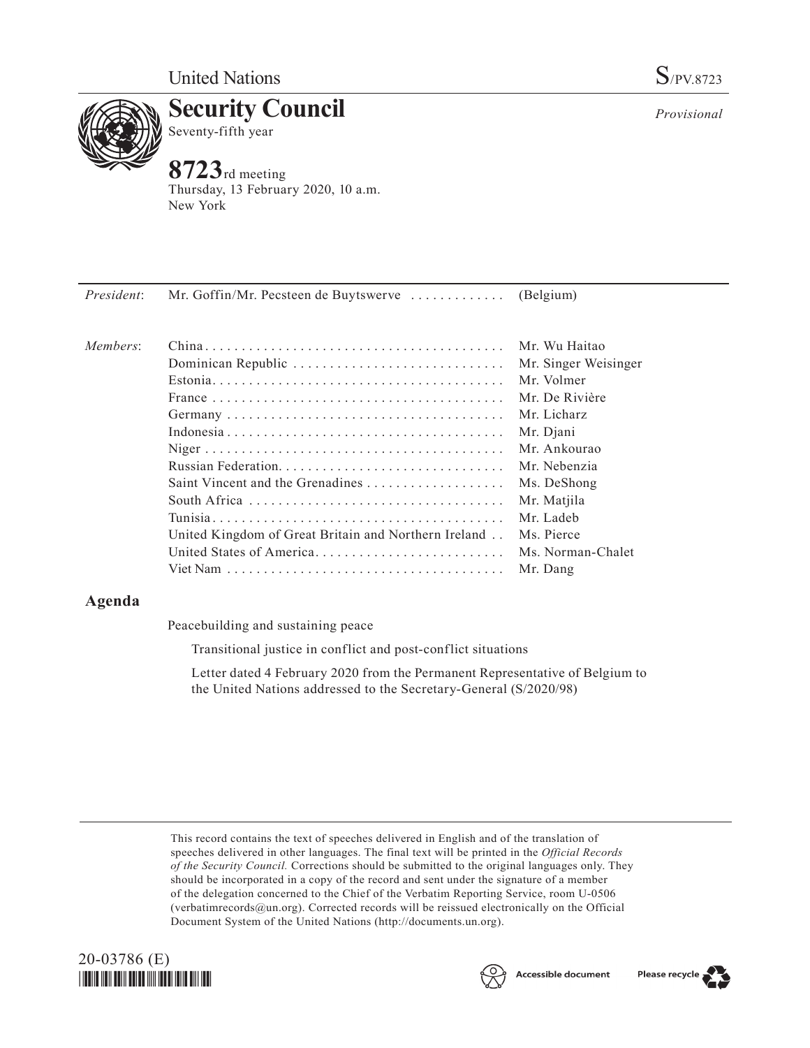United Nations

S/PV.8723

# Security Council

Seventy-fifth year

*Provisional*

## 8723rd meeting

Thursday, 13 February 2020, 10 a.m.
New York

| | | |
|---|---|---|
| *President*: | Mr. Goffin/Mr. Pecsteen de Buytswerve | (Belgium) |
| *Members*: | China | Mr. Wu Haitao |
| | Dominican Republic | Mr. Singer Weisinger |
| | Estonia | Mr. Volmer |
| | France | Mr. De Rivière |
| | Germany | Mr. Licharz |
| | Indonesia | Mr. Djani |
| | Niger | Mr. Ankourao |
| | Russian Federation | Mr. Nebenzia |
| | Saint Vincent and the Grenadines | Ms. DeShong |
| | South Africa | Mr. Matjila |
| | Tunisia | Mr. Ladeb |
| | United Kingdom of Great Britain and Northern Ireland | Ms. Pierce |
| | United States of America | Ms. Norman-Chalet |
| | Viet Nam | Mr. Dang |

## Agenda

Peacebuilding and sustaining peace

Transitional justice in conflict and post-conflict situations

Letter dated 4 February 2020 from the Permanent Representative of Belgium to the United Nations addressed to the Secretary-General (S/2020/98)

This record contains the text of speeches delivered in English and of the translation of speeches delivered in other languages. The final text will be printed in the *Official Records of the Security Council*. Corrections should be submitted to the original languages only. They should be incorporated in a copy of the record and sent under the signature of a member of the delegation concerned to the Chief of the Verbatim Reporting Service, room U-0506 (verbatimrecords@un.org). Corrected records will be reissued electronically on the Official Document System of the United Nations (http://documents.un.org).

20-03786 (E)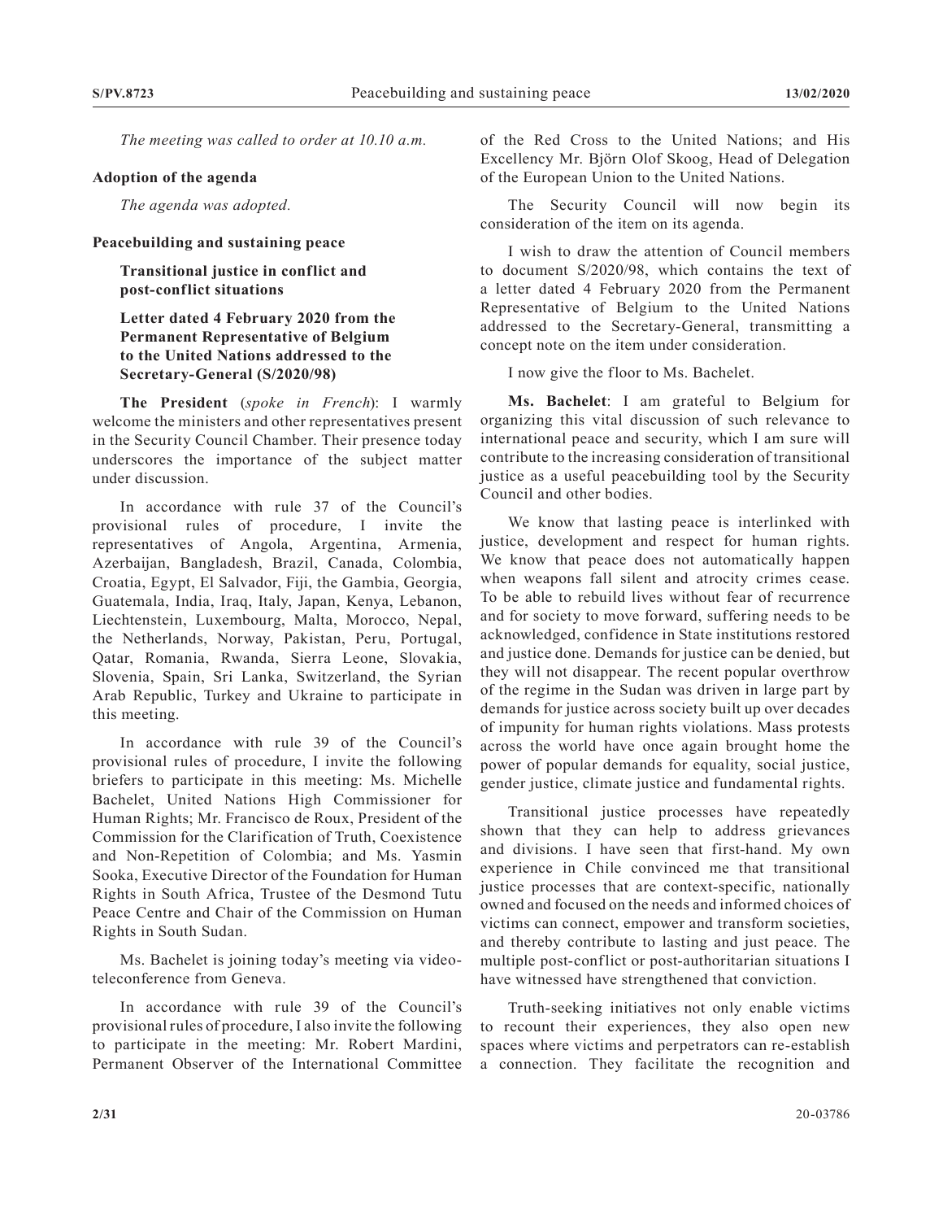*The meeting was called to order at 10.10 a.m.*

**Adoption of the agenda**

*The agenda was adopted.*

**Peacebuilding and sustaining peace**

**Transitional justice in conflict and post-conflict situations**

**Letter dated 4 February 2020 from the Permanent Representative of Belgium to the United Nations addressed to the Secretary-General (S/2020/98)**

**The President** (*spoke in French*): I warmly welcome the ministers and other representatives present in the Security Council Chamber. Their presence today underscores the importance of the subject matter under discussion.

In accordance with rule 37 of the Council's provisional rules of procedure, I invite the representatives of Angola, Argentina, Armenia, Azerbaijan, Bangladesh, Brazil, Canada, Colombia, Croatia, Egypt, El Salvador, Fiji, the Gambia, Georgia, Guatemala, India, Iraq, Italy, Japan, Kenya, Lebanon, Liechtenstein, Luxembourg, Malta, Morocco, Nepal, the Netherlands, Norway, Pakistan, Peru, Portugal, Qatar, Romania, Rwanda, Sierra Leone, Slovakia, Slovenia, Spain, Sri Lanka, Switzerland, the Syrian Arab Republic, Turkey and Ukraine to participate in this meeting.

In accordance with rule 39 of the Council's provisional rules of procedure, I invite the following briefers to participate in this meeting: Ms. Michelle Bachelet, United Nations High Commissioner for Human Rights; Mr. Francisco de Roux, President of the Commission for the Clarification of Truth, Coexistence and Non-Repetition of Colombia; and Ms. Yasmin Sooka, Executive Director of the Foundation for Human Rights in South Africa, Trustee of the Desmond Tutu Peace Centre and Chair of the Commission on Human Rights in South Sudan.

Ms. Bachelet is joining today's meeting via video-teleconference from Geneva.

In accordance with rule 39 of the Council's provisional rules of procedure, I also invite the following to participate in the meeting: Mr. Robert Mardini, Permanent Observer of the International Committee of the Red Cross to the United Nations; and His Excellency Mr. Björn Olof Skoog, Head of Delegation of the European Union to the United Nations.

The Security Council will now begin its consideration of the item on its agenda.

I wish to draw the attention of Council members to document S/2020/98, which contains the text of a letter dated 4 February 2020 from the Permanent Representative of Belgium to the United Nations addressed to the Secretary-General, transmitting a concept note on the item under consideration.

I now give the floor to Ms. Bachelet.

**Ms. Bachelet**: I am grateful to Belgium for organizing this vital discussion of such relevance to international peace and security, which I am sure will contribute to the increasing consideration of transitional justice as a useful peacebuilding tool by the Security Council and other bodies.

We know that lasting peace is interlinked with justice, development and respect for human rights. We know that peace does not automatically happen when weapons fall silent and atrocity crimes cease. To be able to rebuild lives without fear of recurrence and for society to move forward, suffering needs to be acknowledged, confidence in State institutions restored and justice done. Demands for justice can be denied, but they will not disappear. The recent popular overthrow of the regime in the Sudan was driven in large part by demands for justice across society built up over decades of impunity for human rights violations. Mass protests across the world have once again brought home the power of popular demands for equality, social justice, gender justice, climate justice and fundamental rights.

Transitional justice processes have repeatedly shown that they can help to address grievances and divisions. I have seen that first-hand. My own experience in Chile convinced me that transitional justice processes that are context-specific, nationally owned and focused on the needs and informed choices of victims can connect, empower and transform societies, and thereby contribute to lasting and just peace. The multiple post-conflict or post-authoritarian situations I have witnessed have strengthened that conviction.

Truth-seeking initiatives not only enable victims to recount their experiences, they also open new spaces where victims and perpetrators can re-establish a connection. They facilitate the recognition and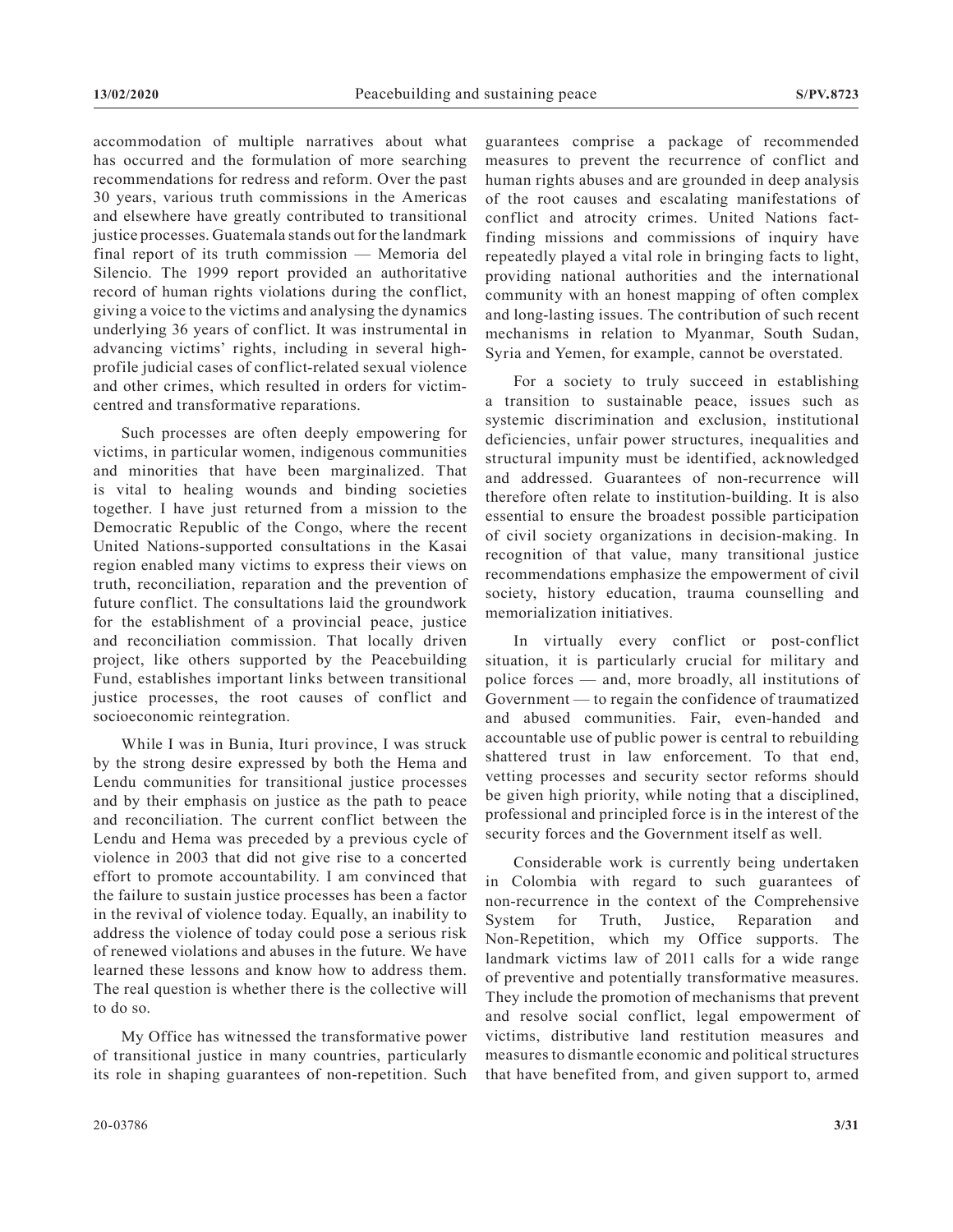accommodation of multiple narratives about what has occurred and the formulation of more searching recommendations for redress and reform. Over the past 30 years, various truth commissions in the Americas and elsewhere have greatly contributed to transitional justice processes. Guatemala stands out for the landmark final report of its truth commission — Memoria del Silencio. The 1999 report provided an authoritative record of human rights violations during the conflict, giving a voice to the victims and analysing the dynamics underlying 36 years of conflict. It was instrumental in advancing victims' rights, including in several high-profile judicial cases of conflict-related sexual violence and other crimes, which resulted in orders for victim-centred and transformative reparations.

Such processes are often deeply empowering for victims, in particular women, indigenous communities and minorities that have been marginalized. That is vital to healing wounds and binding societies together. I have just returned from a mission to the Democratic Republic of the Congo, where the recent United Nations-supported consultations in the Kasai region enabled many victims to express their views on truth, reconciliation, reparation and the prevention of future conflict. The consultations laid the groundwork for the establishment of a provincial peace, justice and reconciliation commission. That locally driven project, like others supported by the Peacebuilding Fund, establishes important links between transitional justice processes, the root causes of conflict and socioeconomic reintegration.

While I was in Bunia, Ituri province, I was struck by the strong desire expressed by both the Hema and Lendu communities for transitional justice processes and by their emphasis on justice as the path to peace and reconciliation. The current conflict between the Lendu and Hema was preceded by a previous cycle of violence in 2003 that did not give rise to a concerted effort to promote accountability. I am convinced that the failure to sustain justice processes has been a factor in the revival of violence today. Equally, an inability to address the violence of today could pose a serious risk of renewed violations and abuses in the future. We have learned these lessons and know how to address them. The real question is whether there is the collective will to do so.

My Office has witnessed the transformative power of transitional justice in many countries, particularly its role in shaping guarantees of non-repetition. Such guarantees comprise a package of recommended measures to prevent the recurrence of conflict and human rights abuses and are grounded in deep analysis of the root causes and escalating manifestations of conflict and atrocity crimes. United Nations fact-finding missions and commissions of inquiry have repeatedly played a vital role in bringing facts to light, providing national authorities and the international community with an honest mapping of often complex and long-lasting issues. The contribution of such recent mechanisms in relation to Myanmar, South Sudan, Syria and Yemen, for example, cannot be overstated.

For a society to truly succeed in establishing a transition to sustainable peace, issues such as systemic discrimination and exclusion, institutional deficiencies, unfair power structures, inequalities and structural impunity must be identified, acknowledged and addressed. Guarantees of non-recurrence will therefore often relate to institution-building. It is also essential to ensure the broadest possible participation of civil society organizations in decision-making. In recognition of that value, many transitional justice recommendations emphasize the empowerment of civil society, history education, trauma counselling and memorialization initiatives.

In virtually every conflict or post-conflict situation, it is particularly crucial for military and police forces — and, more broadly, all institutions of Government — to regain the confidence of traumatized and abused communities. Fair, even-handed and accountable use of public power is central to rebuilding shattered trust in law enforcement. To that end, vetting processes and security sector reforms should be given high priority, while noting that a disciplined, professional and principled force is in the interest of the security forces and the Government itself as well.

Considerable work is currently being undertaken in Colombia with regard to such guarantees of non-recurrence in the context of the Comprehensive System for Truth, Justice, Reparation and Non-Repetition, which my Office supports. The landmark victims law of 2011 calls for a wide range of preventive and potentially transformative measures. They include the promotion of mechanisms that prevent and resolve social conflict, legal empowerment of victims, distributive land restitution measures and measures to dismantle economic and political structures that have benefited from, and given support to, armed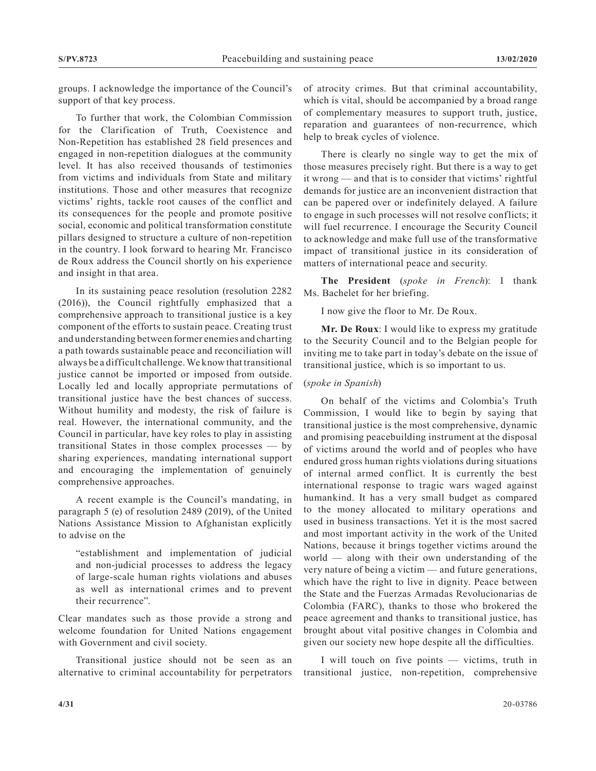groups. I acknowledge the importance of the Council's support of that key process.

To further that work, the Colombian Commission for the Clarification of Truth, Coexistence and Non-Repetition has established 28 field presences and engaged in non-repetition dialogues at the community level. It has also received thousands of testimonies from victims and individuals from State and military institutions. Those and other measures that recognize victims' rights, tackle root causes of the conflict and its consequences for the people and promote positive social, economic and political transformation constitute pillars designed to structure a culture of non-repetition in the country. I look forward to hearing Mr. Francisco de Roux address the Council shortly on his experience and insight in that area.

In its sustaining peace resolution (resolution 2282 (2016)), the Council rightfully emphasized that a comprehensive approach to transitional justice is a key component of the efforts to sustain peace. Creating trust and understanding between former enemies and charting a path towards sustainable peace and reconciliation will always be a difficult challenge. We know that transitional justice cannot be imported or imposed from outside. Locally led and locally appropriate permutations of transitional justice have the best chances of success. Without humility and modesty, the risk of failure is real. However, the international community, and the Council in particular, have key roles to play in assisting transitional States in those complex processes — by sharing experiences, mandating international support and encouraging the implementation of genuinely comprehensive approaches.

A recent example is the Council's mandating, in paragraph 5 (e) of resolution 2489 (2019), of the United Nations Assistance Mission to Afghanistan explicitly to advise on the

> "establishment and implementation of judicial and non-judicial processes to address the legacy of large-scale human rights violations and abuses as well as international crimes and to prevent their recurrence".

Clear mandates such as those provide a strong and welcome foundation for United Nations engagement with Government and civil society.

Transitional justice should not be seen as an alternative to criminal accountability for perpetrators of atrocity crimes. But that criminal accountability, which is vital, should be accompanied by a broad range of complementary measures to support truth, justice, reparation and guarantees of non-recurrence, which help to break cycles of violence.

There is clearly no single way to get the mix of those measures precisely right. But there is a way to get it wrong — and that is to consider that victims' rightful demands for justice are an inconvenient distraction that can be papered over or indefinitely delayed. A failure to engage in such processes will not resolve conflicts; it will fuel recurrence. I encourage the Security Council to acknowledge and make full use of the transformative impact of transitional justice in its consideration of matters of international peace and security.

**The President** (*spoke in French*): I thank Ms. Bachelet for her briefing.

I now give the floor to Mr. De Roux.

**Mr. De Roux**: I would like to express my gratitude to the Security Council and to the Belgian people for inviting me to take part in today's debate on the issue of transitional justice, which is so important to us.

(*spoke in Spanish*)

On behalf of the victims and Colombia's Truth Commission, I would like to begin by saying that transitional justice is the most comprehensive, dynamic and promising peacebuilding instrument at the disposal of victims around the world and of peoples who have endured gross human rights violations during situations of internal armed conflict. It is currently the best international response to tragic wars waged against humankind. It has a very small budget as compared to the money allocated to military operations and used in business transactions. Yet it is the most sacred and most important activity in the work of the United Nations, because it brings together victims around the world — along with their own understanding of the very nature of being a victim — and future generations, which have the right to live in dignity. Peace between the State and the Fuerzas Armadas Revolucionarias de Colombia (FARC), thanks to those who brokered the peace agreement and thanks to transitional justice, has brought about vital positive changes in Colombia and given our society new hope despite all the difficulties.

I will touch on five points — victims, truth in transitional justice, non-repetition, comprehensive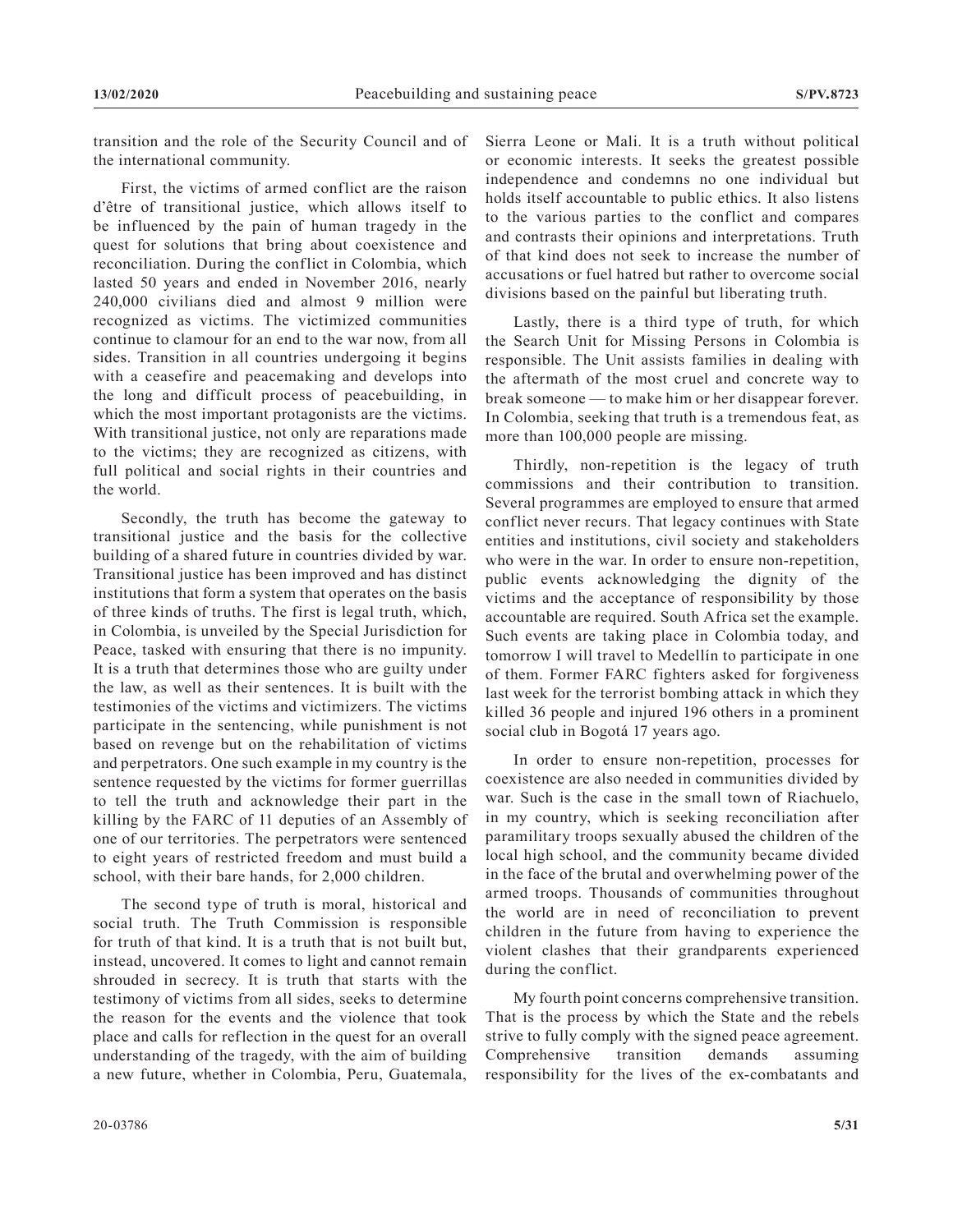transition and the role of the Security Council and of the international community.

First, the victims of armed conflict are the raison d'être of transitional justice, which allows itself to be influenced by the pain of human tragedy in the quest for solutions that bring about coexistence and reconciliation. During the conflict in Colombia, which lasted 50 years and ended in November 2016, nearly 240,000 civilians died and almost 9 million were recognized as victims. The victimized communities continue to clamour for an end to the war now, from all sides. Transition in all countries undergoing it begins with a ceasefire and peacemaking and develops into the long and difficult process of peacebuilding, in which the most important protagonists are the victims. With transitional justice, not only are reparations made to the victims; they are recognized as citizens, with full political and social rights in their countries and the world.

Secondly, the truth has become the gateway to transitional justice and the basis for the collective building of a shared future in countries divided by war. Transitional justice has been improved and has distinct institutions that form a system that operates on the basis of three kinds of truths. The first is legal truth, which, in Colombia, is unveiled by the Special Jurisdiction for Peace, tasked with ensuring that there is no impunity. It is a truth that determines those who are guilty under the law, as well as their sentences. It is built with the testimonies of the victims and victimizers. The victims participate in the sentencing, while punishment is not based on revenge but on the rehabilitation of victims and perpetrators. One such example in my country is the sentence requested by the victims for former guerrillas to tell the truth and acknowledge their part in the killing by the FARC of 11 deputies of an Assembly of one of our territories. The perpetrators were sentenced to eight years of restricted freedom and must build a school, with their bare hands, for 2,000 children.

The second type of truth is moral, historical and social truth. The Truth Commission is responsible for truth of that kind. It is a truth that is not built but, instead, uncovered. It comes to light and cannot remain shrouded in secrecy. It is truth that starts with the testimony of victims from all sides, seeks to determine the reason for the events and the violence that took place and calls for reflection in the quest for an overall understanding of the tragedy, with the aim of building a new future, whether in Colombia, Peru, Guatemala, Sierra Leone or Mali. It is a truth without political or economic interests. It seeks the greatest possible independence and condemns no one individual but holds itself accountable to public ethics. It also listens to the various parties to the conflict and compares and contrasts their opinions and interpretations. Truth of that kind does not seek to increase the number of accusations or fuel hatred but rather to overcome social divisions based on the painful but liberating truth.

Lastly, there is a third type of truth, for which the Search Unit for Missing Persons in Colombia is responsible. The Unit assists families in dealing with the aftermath of the most cruel and concrete way to break someone — to make him or her disappear forever. In Colombia, seeking that truth is a tremendous feat, as more than 100,000 people are missing.

Thirdly, non-repetition is the legacy of truth commissions and their contribution to transition. Several programmes are employed to ensure that armed conflict never recurs. That legacy continues with State entities and institutions, civil society and stakeholders who were in the war. In order to ensure non-repetition, public events acknowledging the dignity of the victims and the acceptance of responsibility by those accountable are required. South Africa set the example. Such events are taking place in Colombia today, and tomorrow I will travel to Medellín to participate in one of them. Former FARC fighters asked for forgiveness last week for the terrorist bombing attack in which they killed 36 people and injured 196 others in a prominent social club in Bogotá 17 years ago.

In order to ensure non-repetition, processes for coexistence are also needed in communities divided by war. Such is the case in the small town of Riachuelo, in my country, which is seeking reconciliation after paramilitary troops sexually abused the children of the local high school, and the community became divided in the face of the brutal and overwhelming power of the armed troops. Thousands of communities throughout the world are in need of reconciliation to prevent children in the future from having to experience the violent clashes that their grandparents experienced during the conflict.

My fourth point concerns comprehensive transition. That is the process by which the State and the rebels strive to fully comply with the signed peace agreement. Comprehensive transition demands assuming responsibility for the lives of the ex-combatants and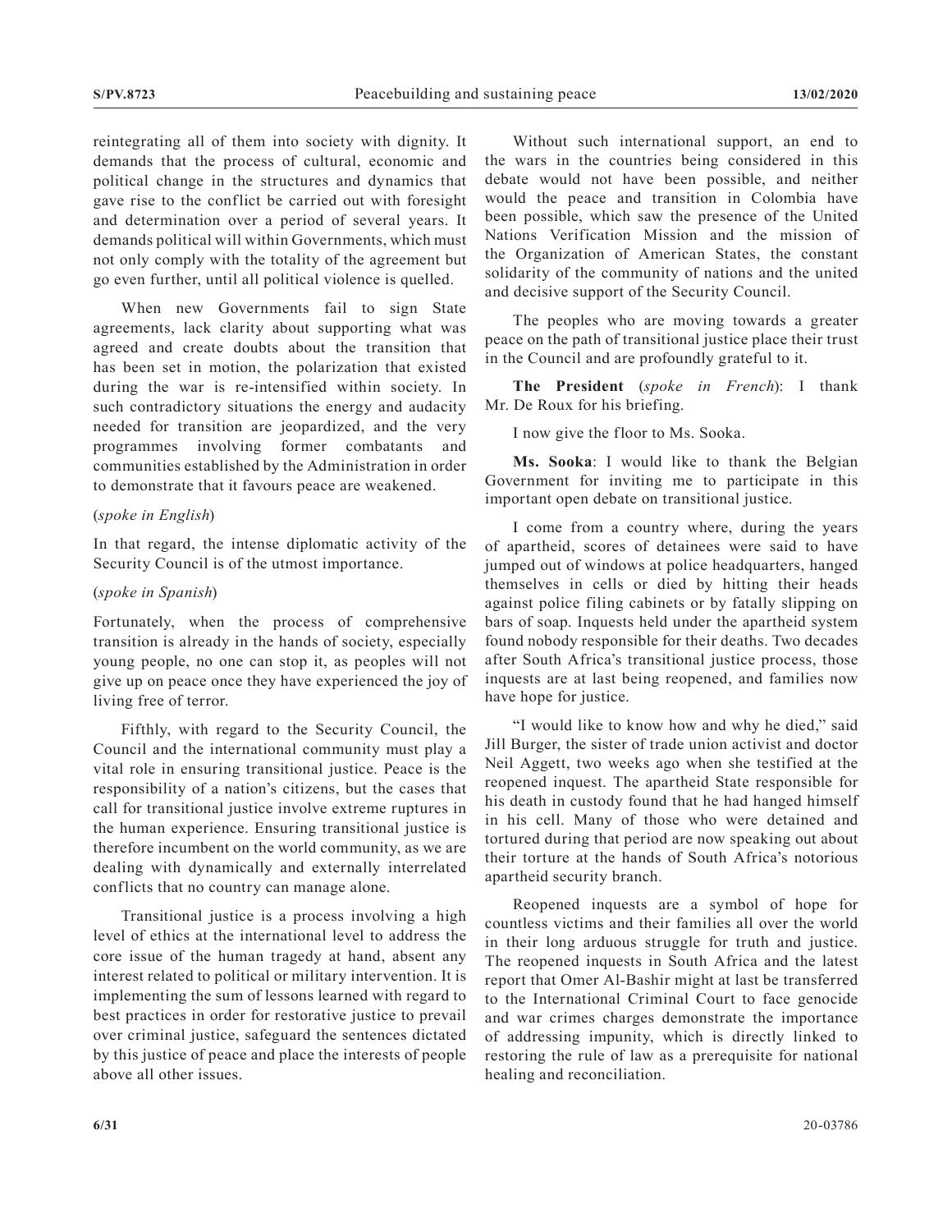reintegrating all of them into society with dignity. It demands that the process of cultural, economic and political change in the structures and dynamics that gave rise to the conflict be carried out with foresight and determination over a period of several years. It demands political will within Governments, which must not only comply with the totality of the agreement but go even further, until all political violence is quelled.

When new Governments fail to sign State agreements, lack clarity about supporting what was agreed and create doubts about the transition that has been set in motion, the polarization that existed during the war is re-intensified within society. In such contradictory situations the energy and audacity needed for transition are jeopardized, and the very programmes involving former combatants and communities established by the Administration in order to demonstrate that it favours peace are weakened.

(*spoke in English*)

In that regard, the intense diplomatic activity of the Security Council is of the utmost importance.

(*spoke in Spanish*)

Fortunately, when the process of comprehensive transition is already in the hands of society, especially young people, no one can stop it, as peoples will not give up on peace once they have experienced the joy of living free of terror.

Fifthly, with regard to the Security Council, the Council and the international community must play a vital role in ensuring transitional justice. Peace is the responsibility of a nation's citizens, but the cases that call for transitional justice involve extreme ruptures in the human experience. Ensuring transitional justice is therefore incumbent on the world community, as we are dealing with dynamically and externally interrelated conflicts that no country can manage alone.

Transitional justice is a process involving a high level of ethics at the international level to address the core issue of the human tragedy at hand, absent any interest related to political or military intervention. It is implementing the sum of lessons learned with regard to best practices in order for restorative justice to prevail over criminal justice, safeguard the sentences dictated by this justice of peace and place the interests of people above all other issues.

Without such international support, an end to the wars in the countries being considered in this debate would not have been possible, and neither would the peace and transition in Colombia have been possible, which saw the presence of the United Nations Verification Mission and the mission of the Organization of American States, the constant solidarity of the community of nations and the united and decisive support of the Security Council.

The peoples who are moving towards a greater peace on the path of transitional justice place their trust in the Council and are profoundly grateful to it.

**The President** (*spoke in French*): I thank Mr. De Roux for his briefing.

I now give the floor to Ms. Sooka.

**Ms. Sooka**: I would like to thank the Belgian Government for inviting me to participate in this important open debate on transitional justice.

I come from a country where, during the years of apartheid, scores of detainees were said to have jumped out of windows at police headquarters, hanged themselves in cells or died by hitting their heads against police filing cabinets or by fatally slipping on bars of soap. Inquests held under the apartheid system found nobody responsible for their deaths. Two decades after South Africa's transitional justice process, those inquests are at last being reopened, and families now have hope for justice.

"I would like to know how and why he died," said Jill Burger, the sister of trade union activist and doctor Neil Aggett, two weeks ago when she testified at the reopened inquest. The apartheid State responsible for his death in custody found that he had hanged himself in his cell. Many of those who were detained and tortured during that period are now speaking out about their torture at the hands of South Africa's notorious apartheid security branch.

Reopened inquests are a symbol of hope for countless victims and their families all over the world in their long arduous struggle for truth and justice. The reopened inquests in South Africa and the latest report that Omer Al-Bashir might at last be transferred to the International Criminal Court to face genocide and war crimes charges demonstrate the importance of addressing impunity, which is directly linked to restoring the rule of law as a prerequisite for national healing and reconciliation.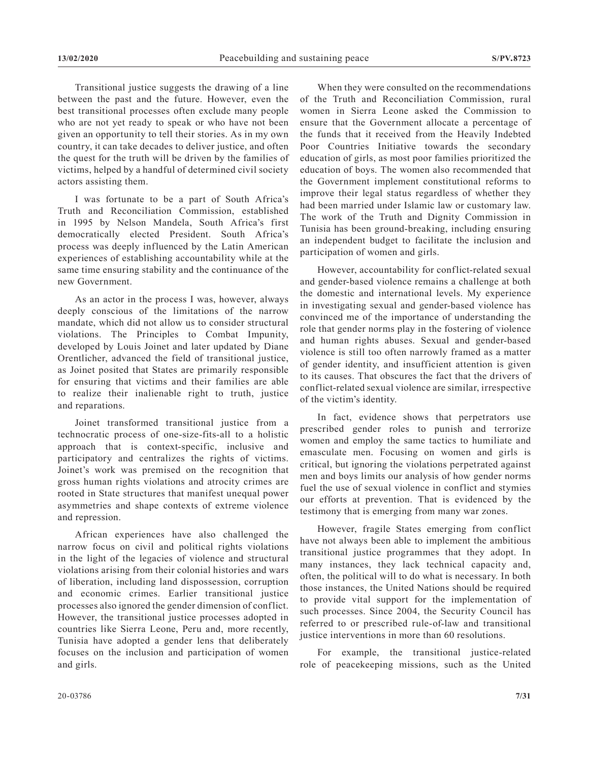Transitional justice suggests the drawing of a line between the past and the future. However, even the best transitional processes often exclude many people who are not yet ready to speak or who have not been given an opportunity to tell their stories. As in my own country, it can take decades to deliver justice, and often the quest for the truth will be driven by the families of victims, helped by a handful of determined civil society actors assisting them.

I was fortunate to be a part of South Africa's Truth and Reconciliation Commission, established in 1995 by Nelson Mandela, South Africa's first democratically elected President. South Africa's process was deeply influenced by the Latin American experiences of establishing accountability while at the same time ensuring stability and the continuance of the new Government.

As an actor in the process I was, however, always deeply conscious of the limitations of the narrow mandate, which did not allow us to consider structural violations. The Principles to Combat Impunity, developed by Louis Joinet and later updated by Diane Orentlicher, advanced the field of transitional justice, as Joinet posited that States are primarily responsible for ensuring that victims and their families are able to realize their inalienable right to truth, justice and reparations.

Joinet transformed transitional justice from a technocratic process of one-size-fits-all to a holistic approach that is context-specific, inclusive and participatory and centralizes the rights of victims. Joinet's work was premised on the recognition that gross human rights violations and atrocity crimes are rooted in State structures that manifest unequal power asymmetries and shape contexts of extreme violence and repression.

African experiences have also challenged the narrow focus on civil and political rights violations in the light of the legacies of violence and structural violations arising from their colonial histories and wars of liberation, including land dispossession, corruption and economic crimes. Earlier transitional justice processes also ignored the gender dimension of conflict. However, the transitional justice processes adopted in countries like Sierra Leone, Peru and, more recently, Tunisia have adopted a gender lens that deliberately focuses on the inclusion and participation of women and girls.

When they were consulted on the recommendations of the Truth and Reconciliation Commission, rural women in Sierra Leone asked the Commission to ensure that the Government allocate a percentage of the funds that it received from the Heavily Indebted Poor Countries Initiative towards the secondary education of girls, as most poor families prioritized the education of boys. The women also recommended that the Government implement constitutional reforms to improve their legal status regardless of whether they had been married under Islamic law or customary law. The work of the Truth and Dignity Commission in Tunisia has been ground-breaking, including ensuring an independent budget to facilitate the inclusion and participation of women and girls.

However, accountability for conflict-related sexual and gender-based violence remains a challenge at both the domestic and international levels. My experience in investigating sexual and gender-based violence has convinced me of the importance of understanding the role that gender norms play in the fostering of violence and human rights abuses. Sexual and gender-based violence is still too often narrowly framed as a matter of gender identity, and insufficient attention is given to its causes. That obscures the fact that the drivers of conflict-related sexual violence are similar, irrespective of the victim's identity.

In fact, evidence shows that perpetrators use prescribed gender roles to punish and terrorize women and employ the same tactics to humiliate and emasculate men. Focusing on women and girls is critical, but ignoring the violations perpetrated against men and boys limits our analysis of how gender norms fuel the use of sexual violence in conflict and stymies our efforts at prevention. That is evidenced by the testimony that is emerging from many war zones.

However, fragile States emerging from conflict have not always been able to implement the ambitious transitional justice programmes that they adopt. In many instances, they lack technical capacity and, often, the political will to do what is necessary. In both those instances, the United Nations should be required to provide vital support for the implementation of such processes. Since 2004, the Security Council has referred to or prescribed rule-of-law and transitional justice interventions in more than 60 resolutions.

For example, the transitional justice-related role of peacekeeping missions, such as the United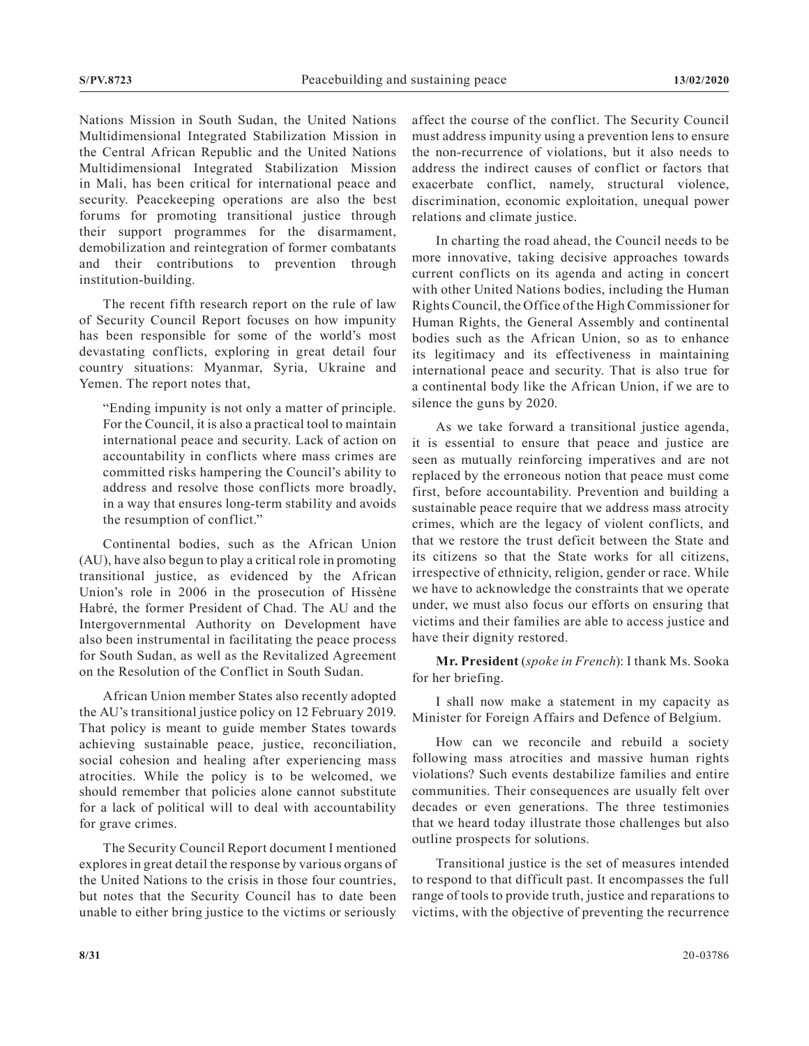Nations Mission in South Sudan, the United Nations Multidimensional Integrated Stabilization Mission in the Central African Republic and the United Nations Multidimensional Integrated Stabilization Mission in Mali, has been critical for international peace and security. Peacekeeping operations are also the best forums for promoting transitional justice through their support programmes for the disarmament, demobilization and reintegration of former combatants and their contributions to prevention through institution-building.

The recent fifth research report on the rule of law of Security Council Report focuses on how impunity has been responsible for some of the world's most devastating conflicts, exploring in great detail four country situations: Myanmar, Syria, Ukraine and Yemen. The report notes that,

> "Ending impunity is not only a matter of principle. For the Council, it is also a practical tool to maintain international peace and security. Lack of action on accountability in conflicts where mass crimes are committed risks hampering the Council's ability to address and resolve those conflicts more broadly, in a way that ensures long-term stability and avoids the resumption of conflict."

Continental bodies, such as the African Union (AU), have also begun to play a critical role in promoting transitional justice, as evidenced by the African Union's role in 2006 in the prosecution of Hissène Habré, the former President of Chad. The AU and the Intergovernmental Authority on Development have also been instrumental in facilitating the peace process for South Sudan, as well as the Revitalized Agreement on the Resolution of the Conflict in South Sudan.

African Union member States also recently adopted the AU's transitional justice policy on 12 February 2019. That policy is meant to guide member States towards achieving sustainable peace, justice, reconciliation, social cohesion and healing after experiencing mass atrocities. While the policy is to be welcomed, we should remember that policies alone cannot substitute for a lack of political will to deal with accountability for grave crimes.

The Security Council Report document I mentioned explores in great detail the response by various organs of the United Nations to the crisis in those four countries, but notes that the Security Council has to date been unable to either bring justice to the victims or seriously affect the course of the conflict. The Security Council must address impunity using a prevention lens to ensure the non-recurrence of violations, but it also needs to address the indirect causes of conflict or factors that exacerbate conflict, namely, structural violence, discrimination, economic exploitation, unequal power relations and climate justice.

In charting the road ahead, the Council needs to be more innovative, taking decisive approaches towards current conflicts on its agenda and acting in concert with other United Nations bodies, including the Human Rights Council, the Office of the High Commissioner for Human Rights, the General Assembly and continental bodies such as the African Union, so as to enhance its legitimacy and its effectiveness in maintaining international peace and security. That is also true for a continental body like the African Union, if we are to silence the guns by 2020.

As we take forward a transitional justice agenda, it is essential to ensure that peace and justice are seen as mutually reinforcing imperatives and are not replaced by the erroneous notion that peace must come first, before accountability. Prevention and building a sustainable peace require that we address mass atrocity crimes, which are the legacy of violent conflicts, and that we restore the trust deficit between the State and its citizens so that the State works for all citizens, irrespective of ethnicity, religion, gender or race. While we have to acknowledge the constraints that we operate under, we must also focus our efforts on ensuring that victims and their families are able to access justice and have their dignity restored.

**Mr. President** (*spoke in French*): I thank Ms. Sooka for her briefing.

I shall now make a statement in my capacity as Minister for Foreign Affairs and Defence of Belgium.

How can we reconcile and rebuild a society following mass atrocities and massive human rights violations? Such events destabilize families and entire communities. Their consequences are usually felt over decades or even generations. The three testimonies that we heard today illustrate those challenges but also outline prospects for solutions.

Transitional justice is the set of measures intended to respond to that difficult past. It encompasses the full range of tools to provide truth, justice and reparations to victims, with the objective of preventing the recurrence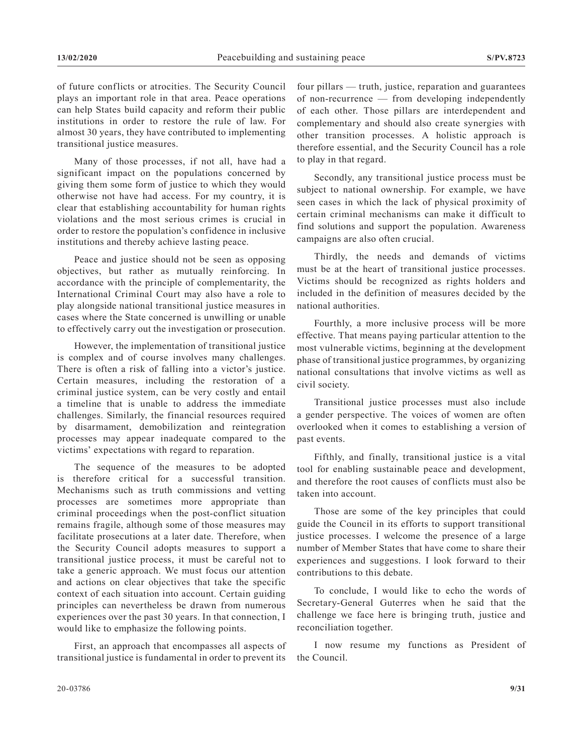of future conflicts or atrocities. The Security Council plays an important role in that area. Peace operations can help States build capacity and reform their public institutions in order to restore the rule of law. For almost 30 years, they have contributed to implementing transitional justice measures.

Many of those processes, if not all, have had a significant impact on the populations concerned by giving them some form of justice to which they would otherwise not have had access. For my country, it is clear that establishing accountability for human rights violations and the most serious crimes is crucial in order to restore the population's confidence in inclusive institutions and thereby achieve lasting peace.

Peace and justice should not be seen as opposing objectives, but rather as mutually reinforcing. In accordance with the principle of complementarity, the International Criminal Court may also have a role to play alongside national transitional justice measures in cases where the State concerned is unwilling or unable to effectively carry out the investigation or prosecution.

However, the implementation of transitional justice is complex and of course involves many challenges. There is often a risk of falling into a victor's justice. Certain measures, including the restoration of a criminal justice system, can be very costly and entail a timeline that is unable to address the immediate challenges. Similarly, the financial resources required by disarmament, demobilization and reintegration processes may appear inadequate compared to the victims' expectations with regard to reparation.

The sequence of the measures to be adopted is therefore critical for a successful transition. Mechanisms such as truth commissions and vetting processes are sometimes more appropriate than criminal proceedings when the post-conflict situation remains fragile, although some of those measures may facilitate prosecutions at a later date. Therefore, when the Security Council adopts measures to support a transitional justice process, it must be careful not to take a generic approach. We must focus our attention and actions on clear objectives that take the specific context of each situation into account. Certain guiding principles can nevertheless be drawn from numerous experiences over the past 30 years. In that connection, I would like to emphasize the following points.

First, an approach that encompasses all aspects of transitional justice is fundamental in order to prevent its four pillars — truth, justice, reparation and guarantees of non-recurrence — from developing independently of each other. Those pillars are interdependent and complementary and should also create synergies with other transition processes. A holistic approach is therefore essential, and the Security Council has a role to play in that regard.

Secondly, any transitional justice process must be subject to national ownership. For example, we have seen cases in which the lack of physical proximity of certain criminal mechanisms can make it difficult to find solutions and support the population. Awareness campaigns are also often crucial.

Thirdly, the needs and demands of victims must be at the heart of transitional justice processes. Victims should be recognized as rights holders and included in the definition of measures decided by the national authorities.

Fourthly, a more inclusive process will be more effective. That means paying particular attention to the most vulnerable victims, beginning at the development phase of transitional justice programmes, by organizing national consultations that involve victims as well as civil society.

Transitional justice processes must also include a gender perspective. The voices of women are often overlooked when it comes to establishing a version of past events.

Fifthly, and finally, transitional justice is a vital tool for enabling sustainable peace and development, and therefore the root causes of conflicts must also be taken into account.

Those are some of the key principles that could guide the Council in its efforts to support transitional justice processes. I welcome the presence of a large number of Member States that have come to share their experiences and suggestions. I look forward to their contributions to this debate.

To conclude, I would like to echo the words of Secretary-General Guterres when he said that the challenge we face here is bringing truth, justice and reconciliation together.

I now resume my functions as President of the Council.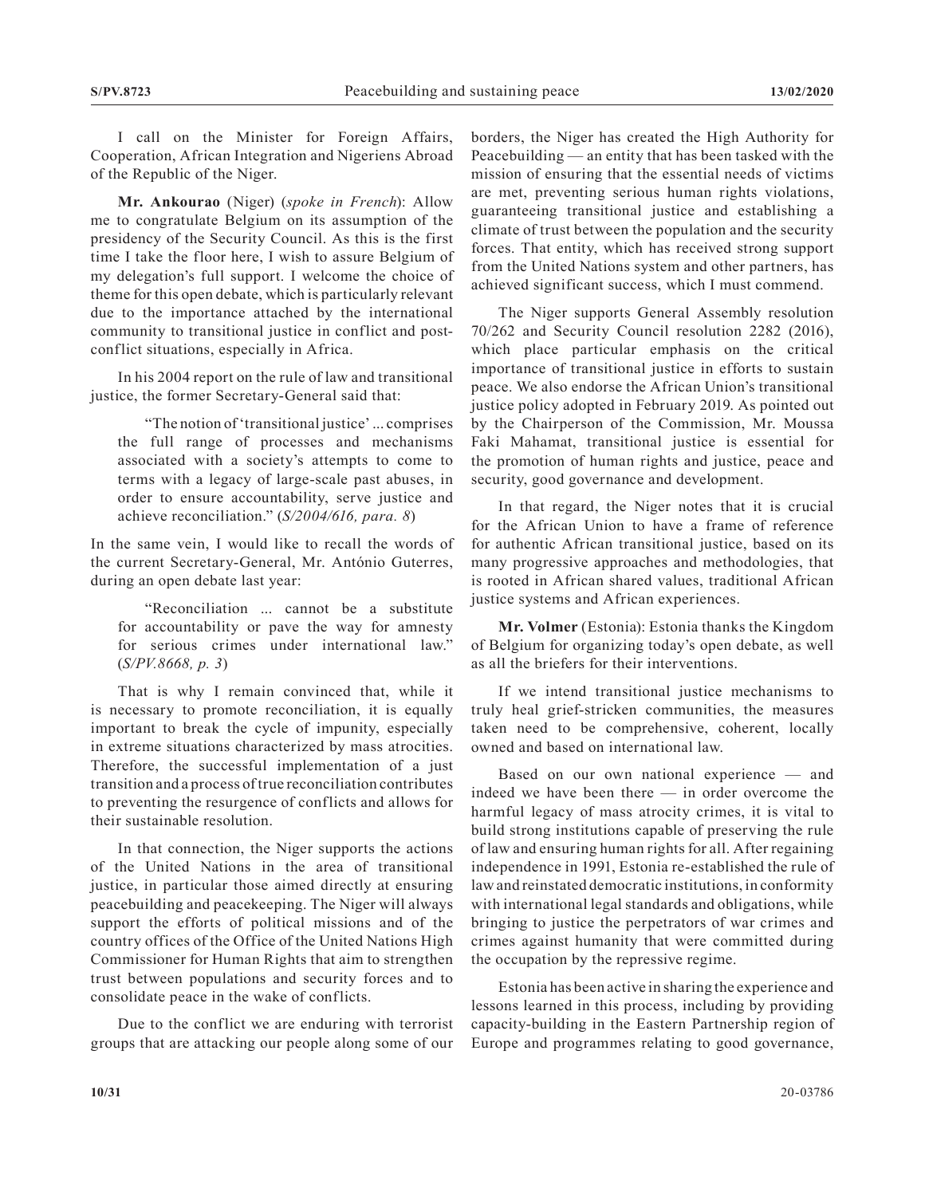I call on the Minister for Foreign Affairs, Cooperation, African Integration and Nigeriens Abroad of the Republic of the Niger.

**Mr. Ankourao** (Niger) (*spoke in French*): Allow me to congratulate Belgium on its assumption of the presidency of the Security Council. As this is the first time I take the floor here, I wish to assure Belgium of my delegation's full support. I welcome the choice of theme for this open debate, which is particularly relevant due to the importance attached by the international community to transitional justice in conflict and post-conflict situations, especially in Africa.

In his 2004 report on the rule of law and transitional justice, the former Secretary-General said that:

> "The notion of 'transitional justice' ... comprises the full range of processes and mechanisms associated with a society's attempts to come to terms with a legacy of large-scale past abuses, in order to ensure accountability, serve justice and achieve reconciliation." (*S/2004/616, para. 8*)

In the same vein, I would like to recall the words of the current Secretary-General, Mr. António Guterres, during an open debate last year:

> "Reconciliation ... cannot be a substitute for accountability or pave the way for amnesty for serious crimes under international law." (*S/PV.8668, p. 3*)

That is why I remain convinced that, while it is necessary to promote reconciliation, it is equally important to break the cycle of impunity, especially in extreme situations characterized by mass atrocities. Therefore, the successful implementation of a just transition and a process of true reconciliation contributes to preventing the resurgence of conflicts and allows for their sustainable resolution.

In that connection, the Niger supports the actions of the United Nations in the area of transitional justice, in particular those aimed directly at ensuring peacebuilding and peacekeeping. The Niger will always support the efforts of political missions and of the country offices of the Office of the United Nations High Commissioner for Human Rights that aim to strengthen trust between populations and security forces and to consolidate peace in the wake of conflicts.

Due to the conflict we are enduring with terrorist groups that are attacking our people along some of our borders, the Niger has created the High Authority for Peacebuilding — an entity that has been tasked with the mission of ensuring that the essential needs of victims are met, preventing serious human rights violations, guaranteeing transitional justice and establishing a climate of trust between the population and the security forces. That entity, which has received strong support from the United Nations system and other partners, has achieved significant success, which I must commend.

The Niger supports General Assembly resolution 70/262 and Security Council resolution 2282 (2016), which place particular emphasis on the critical importance of transitional justice in efforts to sustain peace. We also endorse the African Union's transitional justice policy adopted in February 2019. As pointed out by the Chairperson of the Commission, Mr. Moussa Faki Mahamat, transitional justice is essential for the promotion of human rights and justice, peace and security, good governance and development.

In that regard, the Niger notes that it is crucial for the African Union to have a frame of reference for authentic African transitional justice, based on its many progressive approaches and methodologies, that is rooted in African shared values, traditional African justice systems and African experiences.

**Mr. Volmer** (Estonia): Estonia thanks the Kingdom of Belgium for organizing today's open debate, as well as all the briefers for their interventions.

If we intend transitional justice mechanisms to truly heal grief-stricken communities, the measures taken need to be comprehensive, coherent, locally owned and based on international law.

Based on our own national experience — and indeed we have been there — in order overcome the harmful legacy of mass atrocity crimes, it is vital to build strong institutions capable of preserving the rule of law and ensuring human rights for all. After regaining independence in 1991, Estonia re-established the rule of law and reinstated democratic institutions, in conformity with international legal standards and obligations, while bringing to justice the perpetrators of war crimes and crimes against humanity that were committed during the occupation by the repressive regime.

Estonia has been active in sharing the experience and lessons learned in this process, including by providing capacity-building in the Eastern Partnership region of Europe and programmes relating to good governance,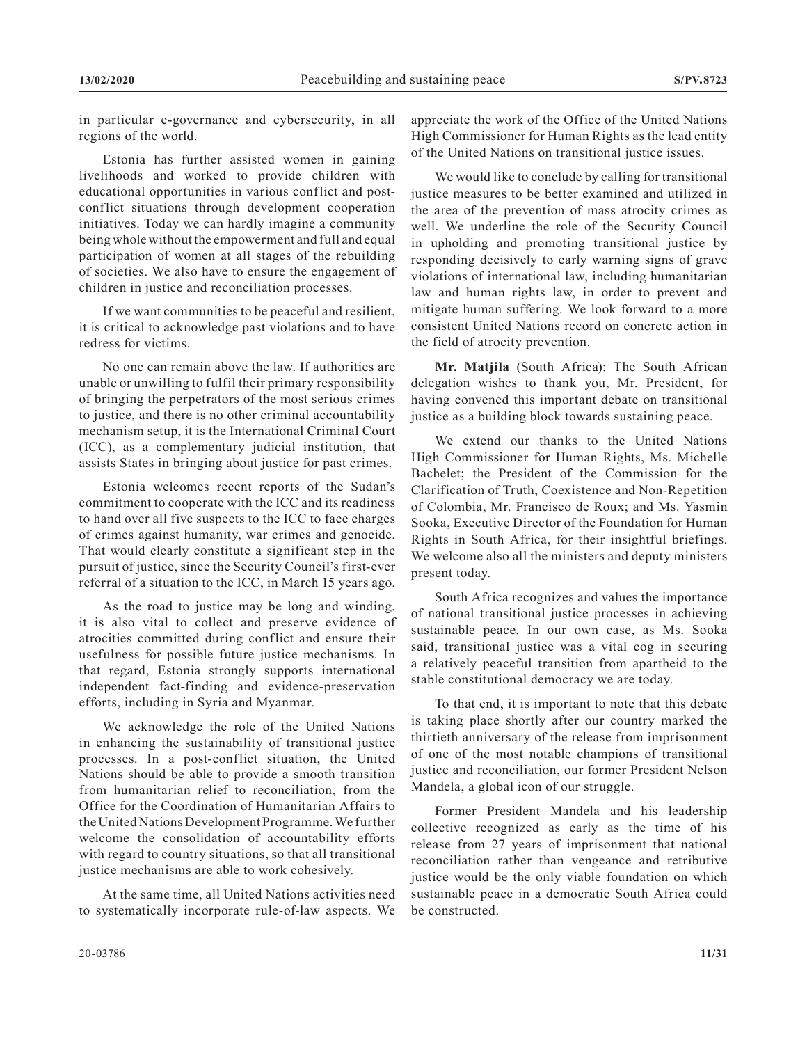in particular e-governance and cybersecurity, in all regions of the world.

Estonia has further assisted women in gaining livelihoods and worked to provide children with educational opportunities in various conflict and post-conflict situations through development cooperation initiatives. Today we can hardly imagine a community being whole without the empowerment and full and equal participation of women at all stages of the rebuilding of societies. We also have to ensure the engagement of children in justice and reconciliation processes.

If we want communities to be peaceful and resilient, it is critical to acknowledge past violations and to have redress for victims.

No one can remain above the law. If authorities are unable or unwilling to fulfil their primary responsibility of bringing the perpetrators of the most serious crimes to justice, and there is no other criminal accountability mechanism setup, it is the International Criminal Court (ICC), as a complementary judicial institution, that assists States in bringing about justice for past crimes.

Estonia welcomes recent reports of the Sudan's commitment to cooperate with the ICC and its readiness to hand over all five suspects to the ICC to face charges of crimes against humanity, war crimes and genocide. That would clearly constitute a significant step in the pursuit of justice, since the Security Council's first-ever referral of a situation to the ICC, in March 15 years ago.

As the road to justice may be long and winding, it is also vital to collect and preserve evidence of atrocities committed during conflict and ensure their usefulness for possible future justice mechanisms. In that regard, Estonia strongly supports international independent fact-finding and evidence-preservation efforts, including in Syria and Myanmar.

We acknowledge the role of the United Nations in enhancing the sustainability of transitional justice processes. In a post-conflict situation, the United Nations should be able to provide a smooth transition from humanitarian relief to reconciliation, from the Office for the Coordination of Humanitarian Affairs to the United Nations Development Programme. We further welcome the consolidation of accountability efforts with regard to country situations, so that all transitional justice mechanisms are able to work cohesively.

At the same time, all United Nations activities need to systematically incorporate rule-of-law aspects. We appreciate the work of the Office of the United Nations High Commissioner for Human Rights as the lead entity of the United Nations on transitional justice issues.

We would like to conclude by calling for transitional justice measures to be better examined and utilized in the area of the prevention of mass atrocity crimes as well. We underline the role of the Security Council in upholding and promoting transitional justice by responding decisively to early warning signs of grave violations of international law, including humanitarian law and human rights law, in order to prevent and mitigate human suffering. We look forward to a more consistent United Nations record on concrete action in the field of atrocity prevention.

**Mr. Matjila** (South Africa): The South African delegation wishes to thank you, Mr. President, for having convened this important debate on transitional justice as a building block towards sustaining peace.

We extend our thanks to the United Nations High Commissioner for Human Rights, Ms. Michelle Bachelet; the President of the Commission for the Clarification of Truth, Coexistence and Non-Repetition of Colombia, Mr. Francisco de Roux; and Ms. Yasmin Sooka, Executive Director of the Foundation for Human Rights in South Africa, for their insightful briefings. We welcome also all the ministers and deputy ministers present today.

South Africa recognizes and values the importance of national transitional justice processes in achieving sustainable peace. In our own case, as Ms. Sooka said, transitional justice was a vital cog in securing a relatively peaceful transition from apartheid to the stable constitutional democracy we are today.

To that end, it is important to note that this debate is taking place shortly after our country marked the thirtieth anniversary of the release from imprisonment of one of the most notable champions of transitional justice and reconciliation, our former President Nelson Mandela, a global icon of our struggle.

Former President Mandela and his leadership collective recognized as early as the time of his release from 27 years of imprisonment that national reconciliation rather than vengeance and retributive justice would be the only viable foundation on which sustainable peace in a democratic South Africa could be constructed.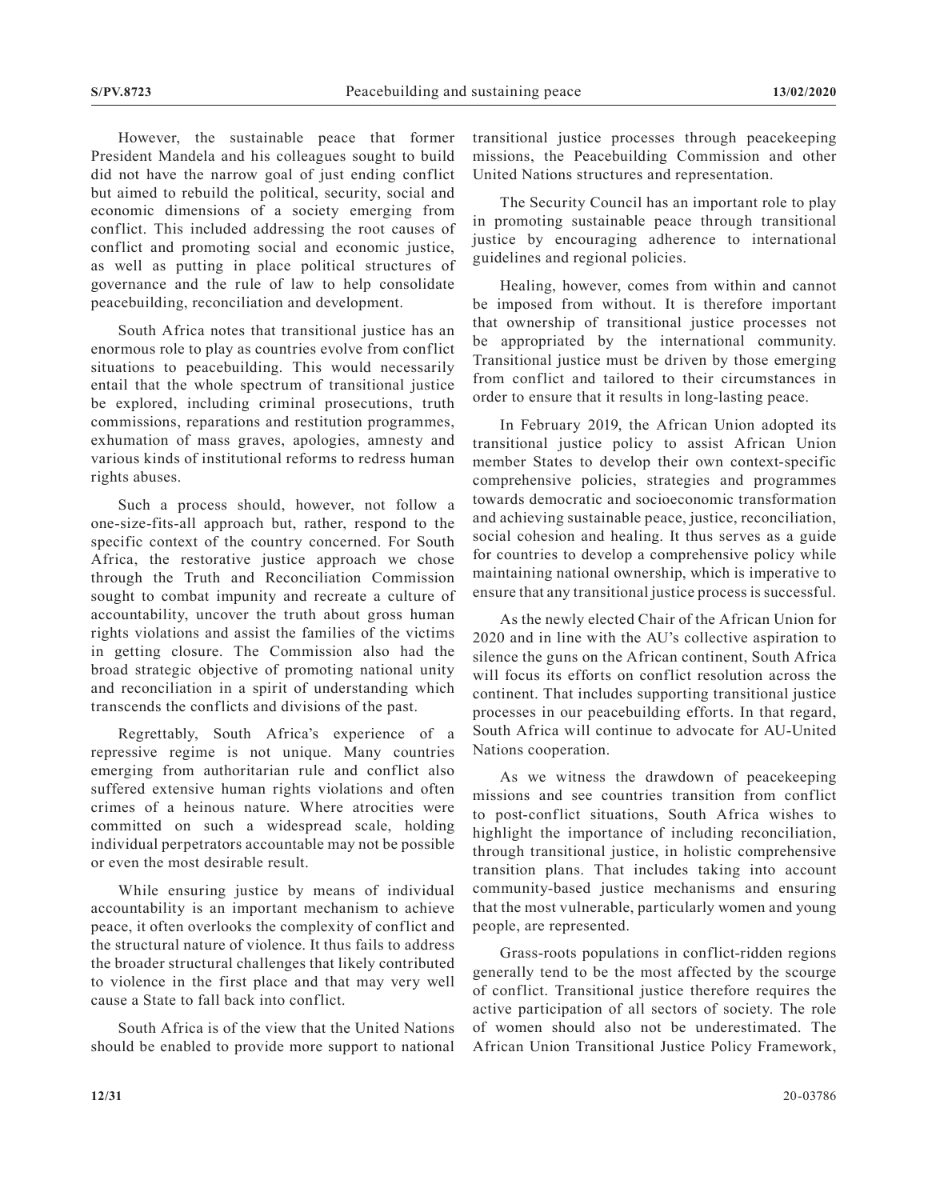However, the sustainable peace that former President Mandela and his colleagues sought to build did not have the narrow goal of just ending conflict but aimed to rebuild the political, security, social and economic dimensions of a society emerging from conflict. This included addressing the root causes of conflict and promoting social and economic justice, as well as putting in place political structures of governance and the rule of law to help consolidate peacebuilding, reconciliation and development.

South Africa notes that transitional justice has an enormous role to play as countries evolve from conflict situations to peacebuilding. This would necessarily entail that the whole spectrum of transitional justice be explored, including criminal prosecutions, truth commissions, reparations and restitution programmes, exhumation of mass graves, apologies, amnesty and various kinds of institutional reforms to redress human rights abuses.

Such a process should, however, not follow a one-size-fits-all approach but, rather, respond to the specific context of the country concerned. For South Africa, the restorative justice approach we chose through the Truth and Reconciliation Commission sought to combat impunity and recreate a culture of accountability, uncover the truth about gross human rights violations and assist the families of the victims in getting closure. The Commission also had the broad strategic objective of promoting national unity and reconciliation in a spirit of understanding which transcends the conflicts and divisions of the past.

Regrettably, South Africa's experience of a repressive regime is not unique. Many countries emerging from authoritarian rule and conflict also suffered extensive human rights violations and often crimes of a heinous nature. Where atrocities were committed on such a widespread scale, holding individual perpetrators accountable may not be possible or even the most desirable result.

While ensuring justice by means of individual accountability is an important mechanism to achieve peace, it often overlooks the complexity of conflict and the structural nature of violence. It thus fails to address the broader structural challenges that likely contributed to violence in the first place and that may very well cause a State to fall back into conflict.

South Africa is of the view that the United Nations should be enabled to provide more support to national transitional justice processes through peacekeeping missions, the Peacebuilding Commission and other United Nations structures and representation.

The Security Council has an important role to play in promoting sustainable peace through transitional justice by encouraging adherence to international guidelines and regional policies.

Healing, however, comes from within and cannot be imposed from without. It is therefore important that ownership of transitional justice processes not be appropriated by the international community. Transitional justice must be driven by those emerging from conflict and tailored to their circumstances in order to ensure that it results in long-lasting peace.

In February 2019, the African Union adopted its transitional justice policy to assist African Union member States to develop their own context-specific comprehensive policies, strategies and programmes towards democratic and socioeconomic transformation and achieving sustainable peace, justice, reconciliation, social cohesion and healing. It thus serves as a guide for countries to develop a comprehensive policy while maintaining national ownership, which is imperative to ensure that any transitional justice process is successful.

As the newly elected Chair of the African Union for 2020 and in line with the AU's collective aspiration to silence the guns on the African continent, South Africa will focus its efforts on conflict resolution across the continent. That includes supporting transitional justice processes in our peacebuilding efforts. In that regard, South Africa will continue to advocate for AU-United Nations cooperation.

As we witness the drawdown of peacekeeping missions and see countries transition from conflict to post-conflict situations, South Africa wishes to highlight the importance of including reconciliation, through transitional justice, in holistic comprehensive transition plans. That includes taking into account community-based justice mechanisms and ensuring that the most vulnerable, particularly women and young people, are represented.

Grass-roots populations in conflict-ridden regions generally tend to be the most affected by the scourge of conflict. Transitional justice therefore requires the active participation of all sectors of society. The role of women should also not be underestimated. The African Union Transitional Justice Policy Framework,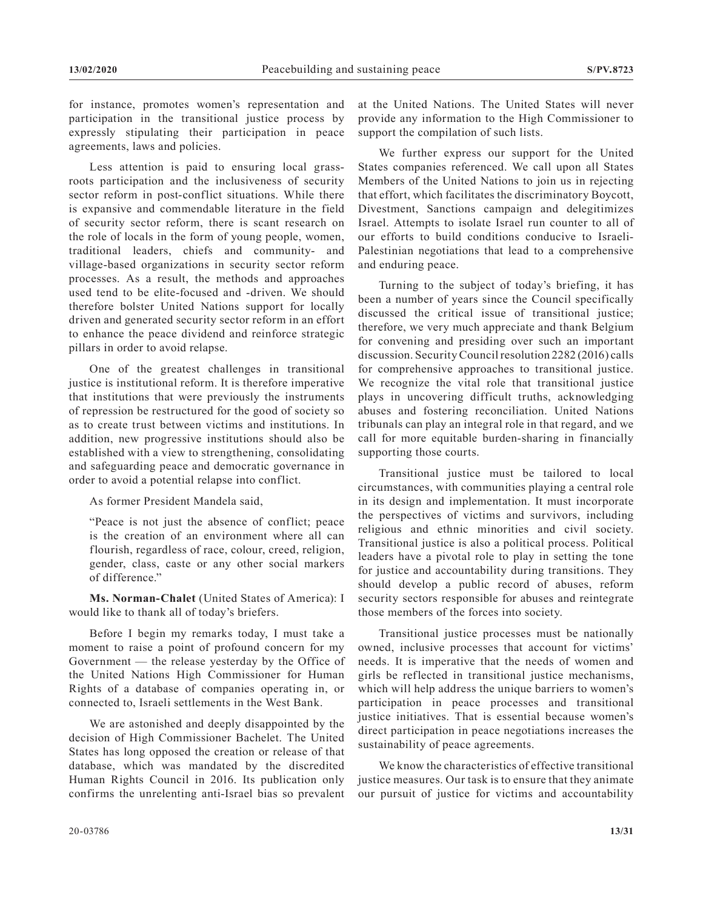for instance, promotes women's representation and participation in the transitional justice process by expressly stipulating their participation in peace agreements, laws and policies.

Less attention is paid to ensuring local grass-roots participation and the inclusiveness of security sector reform in post-conflict situations. While there is expansive and commendable literature in the field of security sector reform, there is scant research on the role of locals in the form of young people, women, traditional leaders, chiefs and community- and village-based organizations in security sector reform processes. As a result, the methods and approaches used tend to be elite-focused and -driven. We should therefore bolster United Nations support for locally driven and generated security sector reform in an effort to enhance the peace dividend and reinforce strategic pillars in order to avoid relapse.

One of the greatest challenges in transitional justice is institutional reform. It is therefore imperative that institutions that were previously the instruments of repression be restructured for the good of society so as to create trust between victims and institutions. In addition, new progressive institutions should also be established with a view to strengthening, consolidating and safeguarding peace and democratic governance in order to avoid a potential relapse into conflict.

As former President Mandela said,

"Peace is not just the absence of conflict; peace is the creation of an environment where all can flourish, regardless of race, colour, creed, religion, gender, class, caste or any other social markers of difference."

**Ms. Norman-Chalet** (United States of America): I would like to thank all of today's briefers.

Before I begin my remarks today, I must take a moment to raise a point of profound concern for my Government — the release yesterday by the Office of the United Nations High Commissioner for Human Rights of a database of companies operating in, or connected to, Israeli settlements in the West Bank.

We are astonished and deeply disappointed by the decision of High Commissioner Bachelet. The United States has long opposed the creation or release of that database, which was mandated by the discredited Human Rights Council in 2016. Its publication only confirms the unrelenting anti-Israel bias so prevalent at the United Nations. The United States will never provide any information to the High Commissioner to support the compilation of such lists.

We further express our support for the United States companies referenced. We call upon all States Members of the United Nations to join us in rejecting that effort, which facilitates the discriminatory Boycott, Divestment, Sanctions campaign and delegitimizes Israel. Attempts to isolate Israel run counter to all of our efforts to build conditions conducive to Israeli-Palestinian negotiations that lead to a comprehensive and enduring peace.

Turning to the subject of today's briefing, it has been a number of years since the Council specifically discussed the critical issue of transitional justice; therefore, we very much appreciate and thank Belgium for convening and presiding over such an important discussion. Security Council resolution 2282 (2016) calls for comprehensive approaches to transitional justice. We recognize the vital role that transitional justice plays in uncovering difficult truths, acknowledging abuses and fostering reconciliation. United Nations tribunals can play an integral role in that regard, and we call for more equitable burden-sharing in financially supporting those courts.

Transitional justice must be tailored to local circumstances, with communities playing a central role in its design and implementation. It must incorporate the perspectives of victims and survivors, including religious and ethnic minorities and civil society. Transitional justice is also a political process. Political leaders have a pivotal role to play in setting the tone for justice and accountability during transitions. They should develop a public record of abuses, reform security sectors responsible for abuses and reintegrate those members of the forces into society.

Transitional justice processes must be nationally owned, inclusive processes that account for victims' needs. It is imperative that the needs of women and girls be reflected in transitional justice mechanisms, which will help address the unique barriers to women's participation in peace processes and transitional justice initiatives. That is essential because women's direct participation in peace negotiations increases the sustainability of peace agreements.

We know the characteristics of effective transitional justice measures. Our task is to ensure that they animate our pursuit of justice for victims and accountability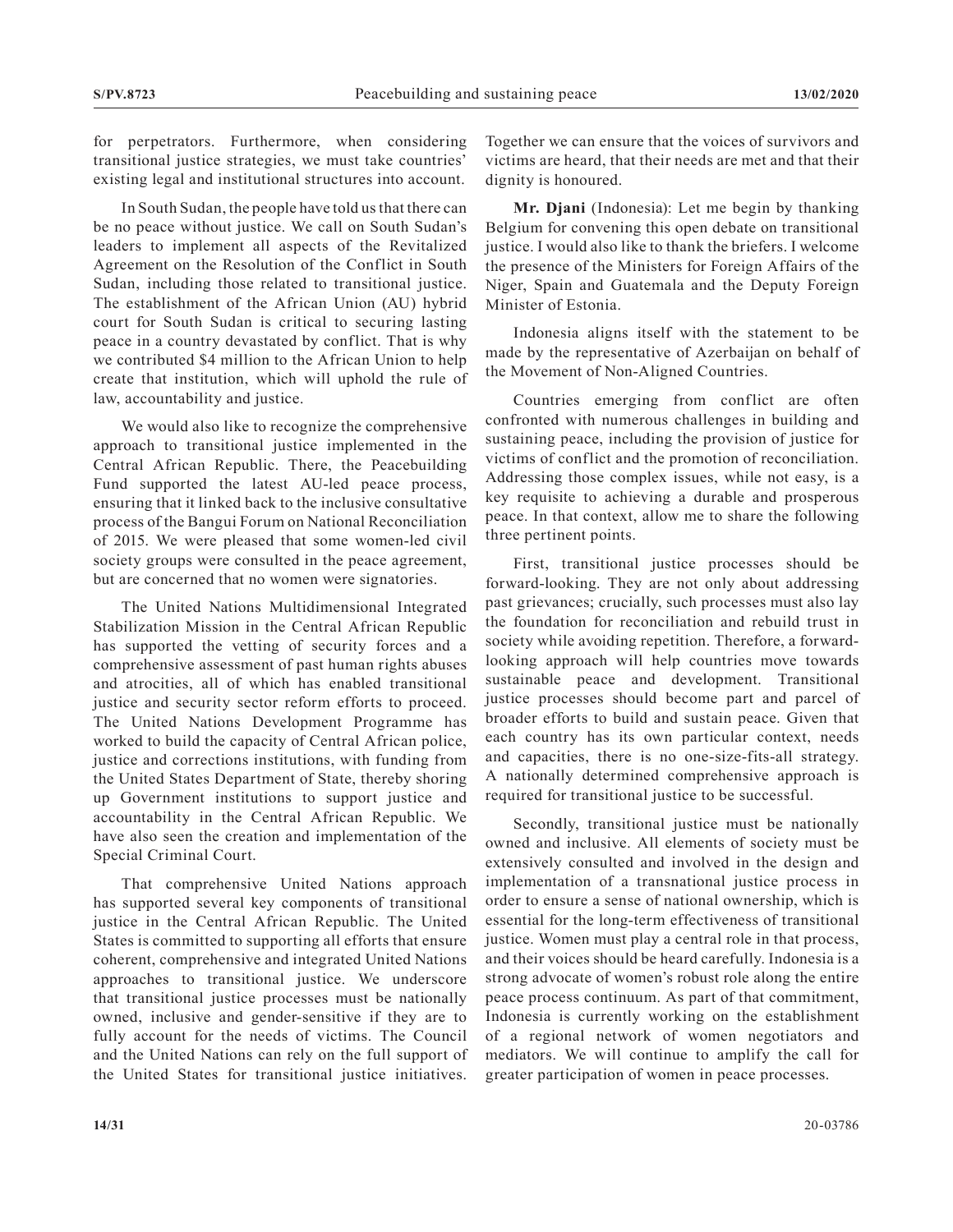for perpetrators. Furthermore, when considering transitional justice strategies, we must take countries' existing legal and institutional structures into account.

In South Sudan, the people have told us that there can be no peace without justice. We call on South Sudan's leaders to implement all aspects of the Revitalized Agreement on the Resolution of the Conflict in South Sudan, including those related to transitional justice. The establishment of the African Union (AU) hybrid court for South Sudan is critical to securing lasting peace in a country devastated by conflict. That is why we contributed $4 million to the African Union to help create that institution, which will uphold the rule of law, accountability and justice.

We would also like to recognize the comprehensive approach to transitional justice implemented in the Central African Republic. There, the Peacebuilding Fund supported the latest AU-led peace process, ensuring that it linked back to the inclusive consultative process of the Bangui Forum on National Reconciliation of 2015. We were pleased that some women-led civil society groups were consulted in the peace agreement, but are concerned that no women were signatories.

The United Nations Multidimensional Integrated Stabilization Mission in the Central African Republic has supported the vetting of security forces and a comprehensive assessment of past human rights abuses and atrocities, all of which has enabled transitional justice and security sector reform efforts to proceed. The United Nations Development Programme has worked to build the capacity of Central African police, justice and corrections institutions, with funding from the United States Department of State, thereby shoring up Government institutions to support justice and accountability in the Central African Republic. We have also seen the creation and implementation of the Special Criminal Court.

That comprehensive United Nations approach has supported several key components of transitional justice in the Central African Republic. The United States is committed to supporting all efforts that ensure coherent, comprehensive and integrated United Nations approaches to transitional justice. We underscore that transitional justice processes must be nationally owned, inclusive and gender-sensitive if they are to fully account for the needs of victims. The Council and the United Nations can rely on the full support of the United States for transitional justice initiatives. Together we can ensure that the voices of survivors and victims are heard, that their needs are met and that their dignity is honoured.

**Mr. Djani** (Indonesia): Let me begin by thanking Belgium for convening this open debate on transitional justice. I would also like to thank the briefers. I welcome the presence of the Ministers for Foreign Affairs of the Niger, Spain and Guatemala and the Deputy Foreign Minister of Estonia.

Indonesia aligns itself with the statement to be made by the representative of Azerbaijan on behalf of the Movement of Non-Aligned Countries.

Countries emerging from conflict are often confronted with numerous challenges in building and sustaining peace, including the provision of justice for victims of conflict and the promotion of reconciliation. Addressing those complex issues, while not easy, is a key requisite to achieving a durable and prosperous peace. In that context, allow me to share the following three pertinent points.

First, transitional justice processes should be forward-looking. They are not only about addressing past grievances; crucially, such processes must also lay the foundation for reconciliation and rebuild trust in society while avoiding repetition. Therefore, a forward-looking approach will help countries move towards sustainable peace and development. Transitional justice processes should become part and parcel of broader efforts to build and sustain peace. Given that each country has its own particular context, needs and capacities, there is no one-size-fits-all strategy. A nationally determined comprehensive approach is required for transitional justice to be successful.

Secondly, transitional justice must be nationally owned and inclusive. All elements of society must be extensively consulted and involved in the design and implementation of a transnational justice process in order to ensure a sense of national ownership, which is essential for the long-term effectiveness of transitional justice. Women must play a central role in that process, and their voices should be heard carefully. Indonesia is a strong advocate of women's robust role along the entire peace process continuum. As part of that commitment, Indonesia is currently working on the establishment of a regional network of women negotiators and mediators. We will continue to amplify the call for greater participation of women in peace processes.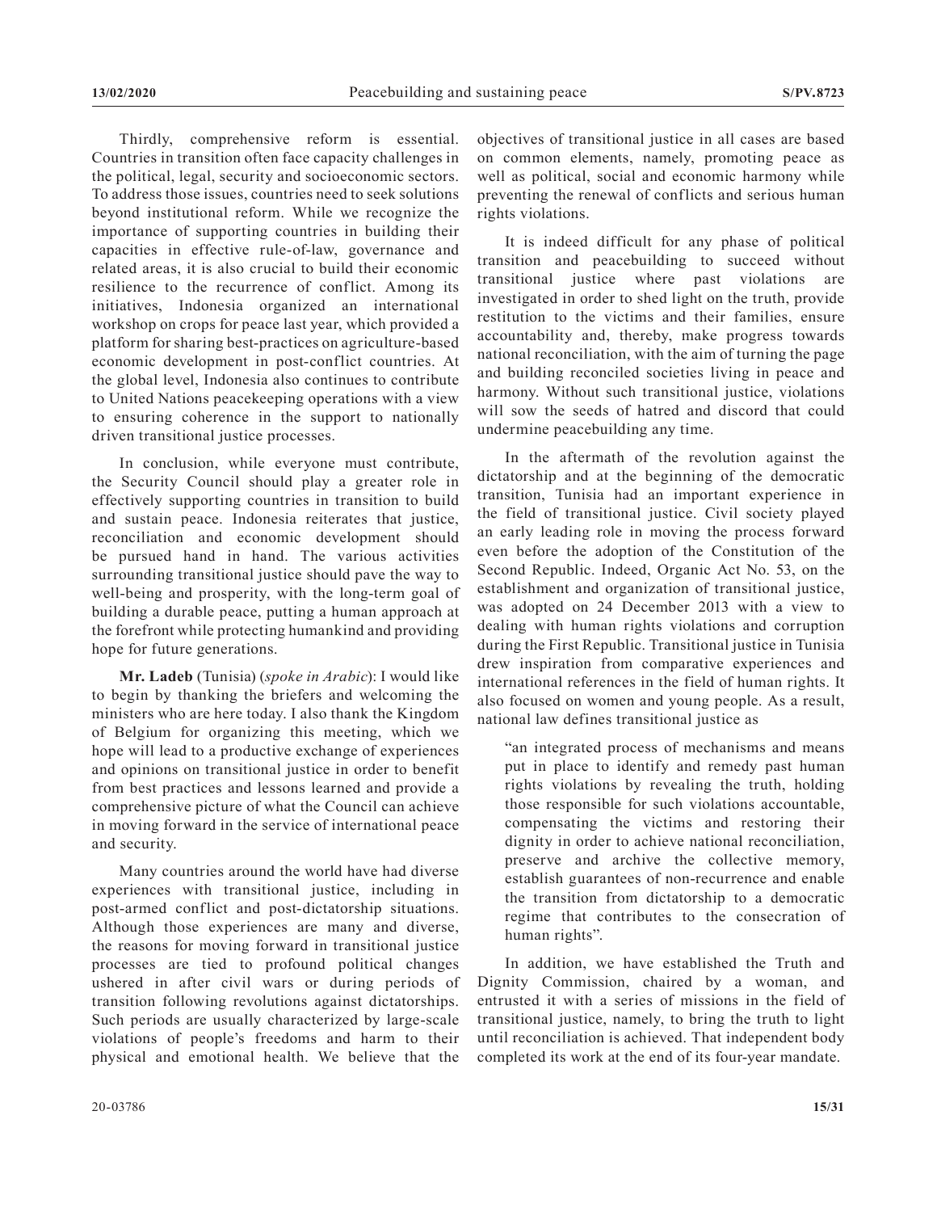Thirdly, comprehensive reform is essential. Countries in transition often face capacity challenges in the political, legal, security and socioeconomic sectors. To address those issues, countries need to seek solutions beyond institutional reform. While we recognize the importance of supporting countries in building their capacities in effective rule-of-law, governance and related areas, it is also crucial to build their economic resilience to the recurrence of conflict. Among its initiatives, Indonesia organized an international workshop on crops for peace last year, which provided a platform for sharing best-practices on agriculture-based economic development in post-conflict countries. At the global level, Indonesia also continues to contribute to United Nations peacekeeping operations with a view to ensuring coherence in the support to nationally driven transitional justice processes.

In conclusion, while everyone must contribute, the Security Council should play a greater role in effectively supporting countries in transition to build and sustain peace. Indonesia reiterates that justice, reconciliation and economic development should be pursued hand in hand. The various activities surrounding transitional justice should pave the way to well-being and prosperity, with the long-term goal of building a durable peace, putting a human approach at the forefront while protecting humankind and providing hope for future generations.

**Mr. Ladeb** (Tunisia) (*spoke in Arabic*): I would like to begin by thanking the briefers and welcoming the ministers who are here today. I also thank the Kingdom of Belgium for organizing this meeting, which we hope will lead to a productive exchange of experiences and opinions on transitional justice in order to benefit from best practices and lessons learned and provide a comprehensive picture of what the Council can achieve in moving forward in the service of international peace and security.

Many countries around the world have had diverse experiences with transitional justice, including in post-armed conflict and post-dictatorship situations. Although those experiences are many and diverse, the reasons for moving forward in transitional justice processes are tied to profound political changes ushered in after civil wars or during periods of transition following revolutions against dictatorships. Such periods are usually characterized by large-scale violations of people's freedoms and harm to their physical and emotional health. We believe that the objectives of transitional justice in all cases are based on common elements, namely, promoting peace as well as political, social and economic harmony while preventing the renewal of conflicts and serious human rights violations.

It is indeed difficult for any phase of political transition and peacebuilding to succeed without transitional justice where past violations are investigated in order to shed light on the truth, provide restitution to the victims and their families, ensure accountability and, thereby, make progress towards national reconciliation, with the aim of turning the page and building reconciled societies living in peace and harmony. Without such transitional justice, violations will sow the seeds of hatred and discord that could undermine peacebuilding any time.

In the aftermath of the revolution against the dictatorship and at the beginning of the democratic transition, Tunisia had an important experience in the field of transitional justice. Civil society played an early leading role in moving the process forward even before the adoption of the Constitution of the Second Republic. Indeed, Organic Act No. 53, on the establishment and organization of transitional justice, was adopted on 24 December 2013 with a view to dealing with human rights violations and corruption during the First Republic. Transitional justice in Tunisia drew inspiration from comparative experiences and international references in the field of human rights. It also focused on women and young people. As a result, national law defines transitional justice as

> "an integrated process of mechanisms and means put in place to identify and remedy past human rights violations by revealing the truth, holding those responsible for such violations accountable, compensating the victims and restoring their dignity in order to achieve national reconciliation, preserve and archive the collective memory, establish guarantees of non-recurrence and enable the transition from dictatorship to a democratic regime that contributes to the consecration of human rights".

In addition, we have established the Truth and Dignity Commission, chaired by a woman, and entrusted it with a series of missions in the field of transitional justice, namely, to bring the truth to light until reconciliation is achieved. That independent body completed its work at the end of its four-year mandate.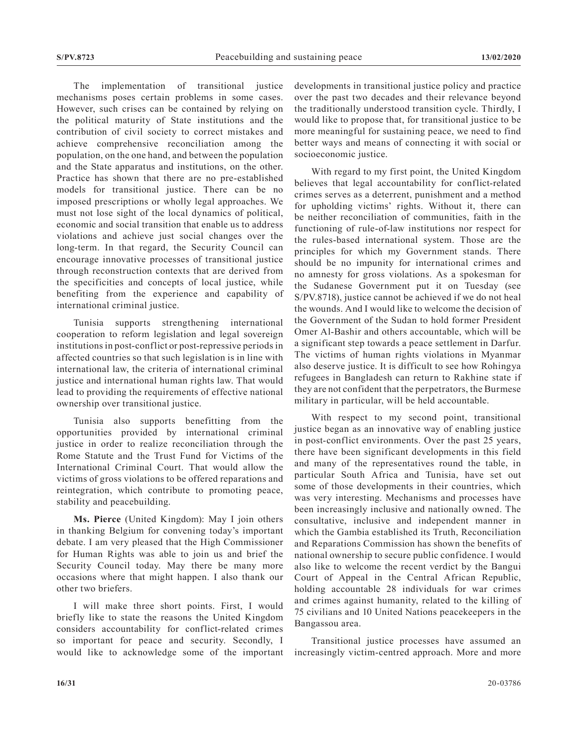The implementation of transitional justice mechanisms poses certain problems in some cases. However, such crises can be contained by relying on the political maturity of State institutions and the contribution of civil society to correct mistakes and achieve comprehensive reconciliation among the population, on the one hand, and between the population and the State apparatus and institutions, on the other. Practice has shown that there are no pre-established models for transitional justice. There can be no imposed prescriptions or wholly legal approaches. We must not lose sight of the local dynamics of political, economic and social transition that enable us to address violations and achieve just social changes over the long-term. In that regard, the Security Council can encourage innovative processes of transitional justice through reconstruction contexts that are derived from the specificities and concepts of local justice, while benefiting from the experience and capability of international criminal justice.

Tunisia supports strengthening international cooperation to reform legislation and legal sovereign institutions in post-conflict or post-repressive periods in affected countries so that such legislation is in line with international law, the criteria of international criminal justice and international human rights law. That would lead to providing the requirements of effective national ownership over transitional justice.

Tunisia also supports benefitting from the opportunities provided by international criminal justice in order to realize reconciliation through the Rome Statute and the Trust Fund for Victims of the International Criminal Court. That would allow the victims of gross violations to be offered reparations and reintegration, which contribute to promoting peace, stability and peacebuilding.

**Ms. Pierce** (United Kingdom): May I join others in thanking Belgium for convening today's important debate. I am very pleased that the High Commissioner for Human Rights was able to join us and brief the Security Council today. May there be many more occasions where that might happen. I also thank our other two briefers.

I will make three short points. First, I would briefly like to state the reasons the United Kingdom considers accountability for conflict-related crimes so important for peace and security. Secondly, I would like to acknowledge some of the important developments in transitional justice policy and practice over the past two decades and their relevance beyond the traditionally understood transition cycle. Thirdly, I would like to propose that, for transitional justice to be more meaningful for sustaining peace, we need to find better ways and means of connecting it with social or socioeconomic justice.

With regard to my first point, the United Kingdom believes that legal accountability for conflict-related crimes serves as a deterrent, punishment and a method for upholding victims' rights. Without it, there can be neither reconciliation of communities, faith in the functioning of rule-of-law institutions nor respect for the rules-based international system. Those are the principles for which my Government stands. There should be no impunity for international crimes and no amnesty for gross violations. As a spokesman for the Sudanese Government put it on Tuesday (see S/PV.8718), justice cannot be achieved if we do not heal the wounds. And I would like to welcome the decision of the Government of the Sudan to hold former President Omer Al-Bashir and others accountable, which will be a significant step towards a peace settlement in Darfur. The victims of human rights violations in Myanmar also deserve justice. It is difficult to see how Rohingya refugees in Bangladesh can return to Rakhine state if they are not confident that the perpetrators, the Burmese military in particular, will be held accountable.

With respect to my second point, transitional justice began as an innovative way of enabling justice in post-conflict environments. Over the past 25 years, there have been significant developments in this field and many of the representatives round the table, in particular South Africa and Tunisia, have set out some of those developments in their countries, which was very interesting. Mechanisms and processes have been increasingly inclusive and nationally owned. The consultative, inclusive and independent manner in which the Gambia established its Truth, Reconciliation and Reparations Commission has shown the benefits of national ownership to secure public confidence. I would also like to welcome the recent verdict by the Bangui Court of Appeal in the Central African Republic, holding accountable 28 individuals for war crimes and crimes against humanity, related to the killing of 75 civilians and 10 United Nations peacekeepers in the Bangassou area.

Transitional justice processes have assumed an increasingly victim-centred approach. More and more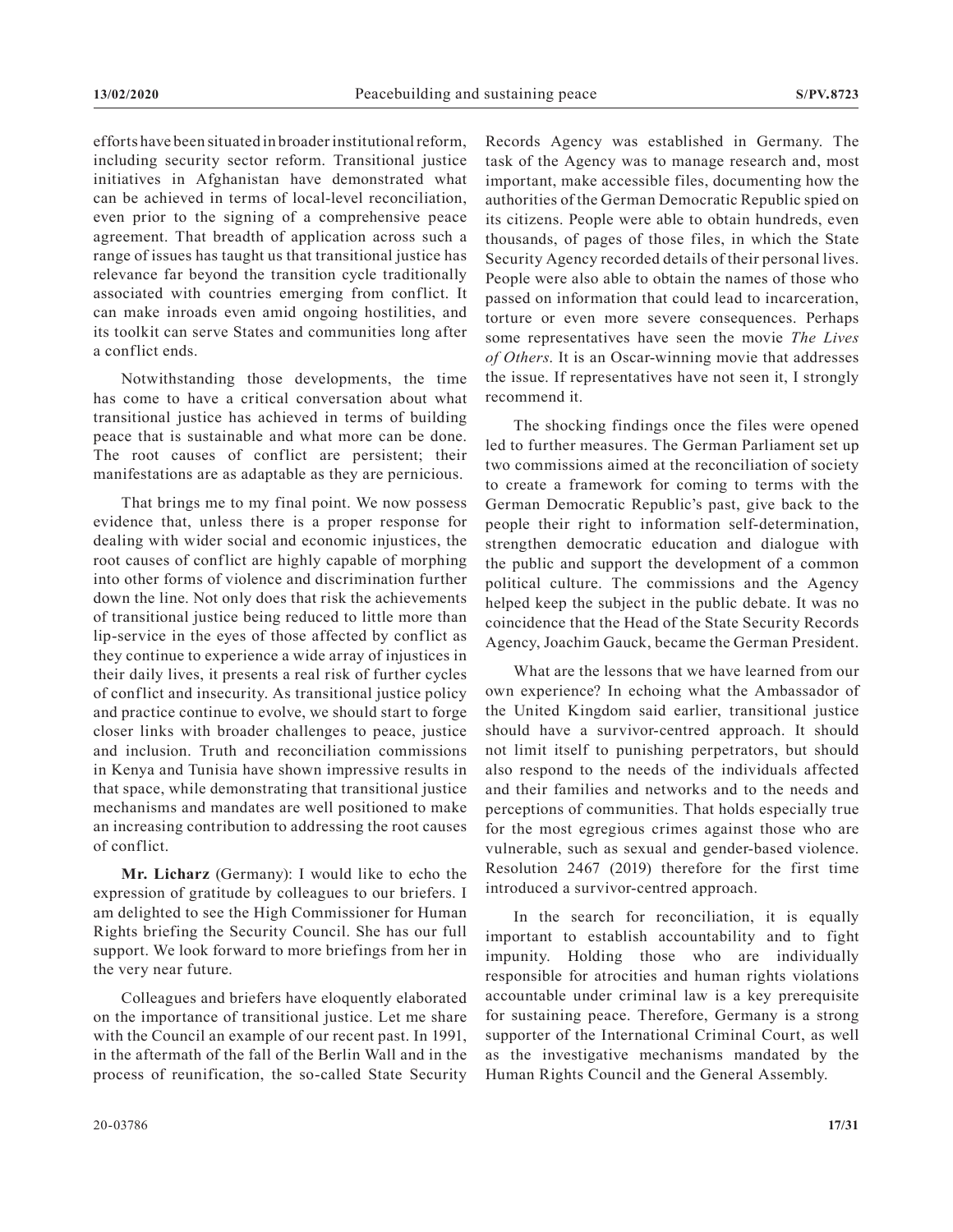efforts have been situated in broader institutional reform, including security sector reform. Transitional justice initiatives in Afghanistan have demonstrated what can be achieved in terms of local-level reconciliation, even prior to the signing of a comprehensive peace agreement. That breadth of application across such a range of issues has taught us that transitional justice has relevance far beyond the transition cycle traditionally associated with countries emerging from conflict. It can make inroads even amid ongoing hostilities, and its toolkit can serve States and communities long after a conflict ends.

Notwithstanding those developments, the time has come to have a critical conversation about what transitional justice has achieved in terms of building peace that is sustainable and what more can be done. The root causes of conflict are persistent; their manifestations are as adaptable as they are pernicious.

That brings me to my final point. We now possess evidence that, unless there is a proper response for dealing with wider social and economic injustices, the root causes of conflict are highly capable of morphing into other forms of violence and discrimination further down the line. Not only does that risk the achievements of transitional justice being reduced to little more than lip-service in the eyes of those affected by conflict as they continue to experience a wide array of injustices in their daily lives, it presents a real risk of further cycles of conflict and insecurity. As transitional justice policy and practice continue to evolve, we should start to forge closer links with broader challenges to peace, justice and inclusion. Truth and reconciliation commissions in Kenya and Tunisia have shown impressive results in that space, while demonstrating that transitional justice mechanisms and mandates are well positioned to make an increasing contribution to addressing the root causes of conflict.

**Mr. Licharz** (Germany): I would like to echo the expression of gratitude by colleagues to our briefers. I am delighted to see the High Commissioner for Human Rights briefing the Security Council. She has our full support. We look forward to more briefings from her in the very near future.

Colleagues and briefers have eloquently elaborated on the importance of transitional justice. Let me share with the Council an example of our recent past. In 1991, in the aftermath of the fall of the Berlin Wall and in the process of reunification, the so-called State Security Records Agency was established in Germany. The task of the Agency was to manage research and, most important, make accessible files, documenting how the authorities of the German Democratic Republic spied on its citizens. People were able to obtain hundreds, even thousands, of pages of those files, in which the State Security Agency recorded details of their personal lives. People were also able to obtain the names of those who passed on information that could lead to incarceration, torture or even more severe consequences. Perhaps some representatives have seen the movie *The Lives of Others*. It is an Oscar-winning movie that addresses the issue. If representatives have not seen it, I strongly recommend it.

The shocking findings once the files were opened led to further measures. The German Parliament set up two commissions aimed at the reconciliation of society to create a framework for coming to terms with the German Democratic Republic's past, give back to the people their right to information self-determination, strengthen democratic education and dialogue with the public and support the development of a common political culture. The commissions and the Agency helped keep the subject in the public debate. It was no coincidence that the Head of the State Security Records Agency, Joachim Gauck, became the German President.

What are the lessons that we have learned from our own experience? In echoing what the Ambassador of the United Kingdom said earlier, transitional justice should have a survivor-centred approach. It should not limit itself to punishing perpetrators, but should also respond to the needs of the individuals affected and their families and networks and to the needs and perceptions of communities. That holds especially true for the most egregious crimes against those who are vulnerable, such as sexual and gender-based violence. Resolution 2467 (2019) therefore for the first time introduced a survivor-centred approach.

In the search for reconciliation, it is equally important to establish accountability and to fight impunity. Holding those who are individually responsible for atrocities and human rights violations accountable under criminal law is a key prerequisite for sustaining peace. Therefore, Germany is a strong supporter of the International Criminal Court, as well as the investigative mechanisms mandated by the Human Rights Council and the General Assembly.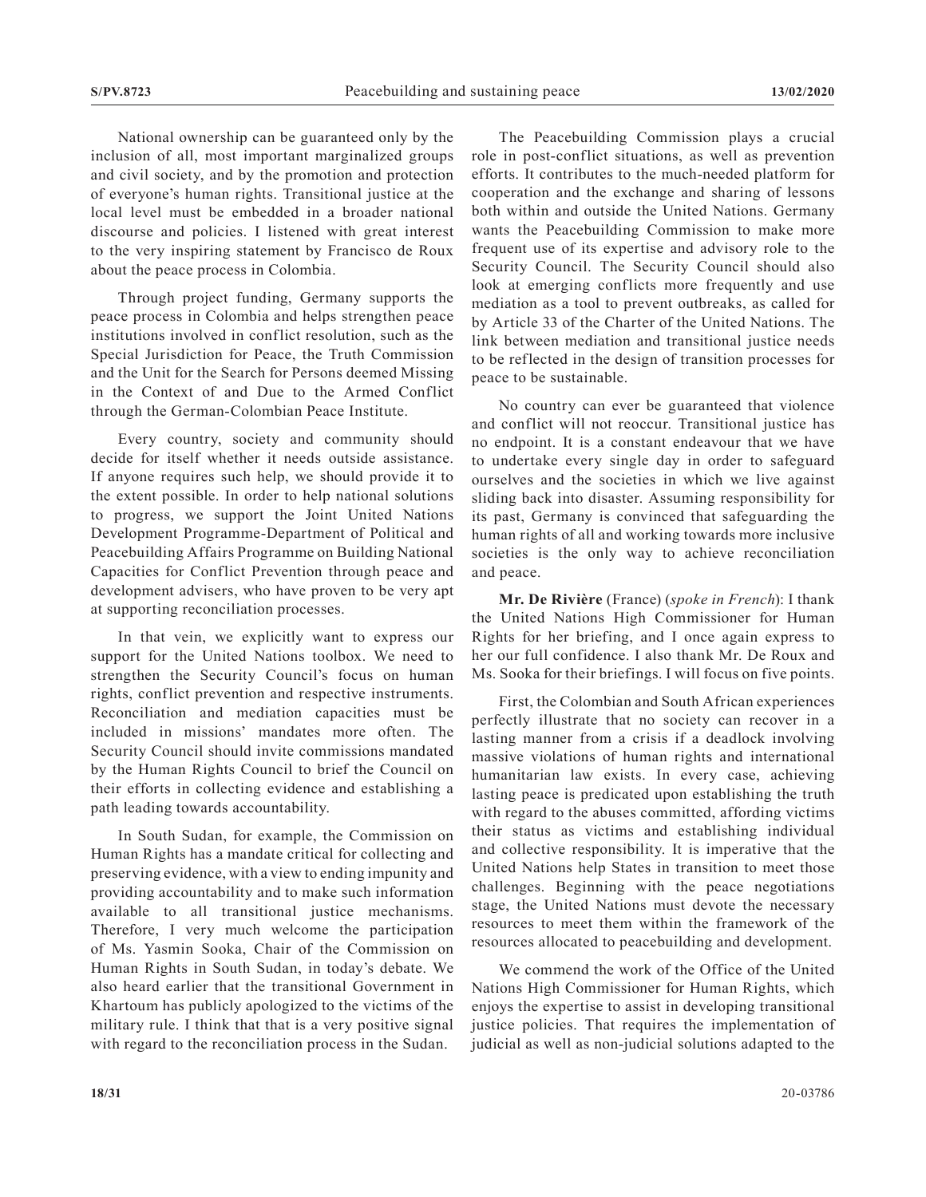National ownership can be guaranteed only by the inclusion of all, most important marginalized groups and civil society, and by the promotion and protection of everyone's human rights. Transitional justice at the local level must be embedded in a broader national discourse and policies. I listened with great interest to the very inspiring statement by Francisco de Roux about the peace process in Colombia.

Through project funding, Germany supports the peace process in Colombia and helps strengthen peace institutions involved in conflict resolution, such as the Special Jurisdiction for Peace, the Truth Commission and the Unit for the Search for Persons deemed Missing in the Context of and Due to the Armed Conflict through the German-Colombian Peace Institute.

Every country, society and community should decide for itself whether it needs outside assistance. If anyone requires such help, we should provide it to the extent possible. In order to help national solutions to progress, we support the Joint United Nations Development Programme-Department of Political and Peacebuilding Affairs Programme on Building National Capacities for Conflict Prevention through peace and development advisers, who have proven to be very apt at supporting reconciliation processes.

In that vein, we explicitly want to express our support for the United Nations toolbox. We need to strengthen the Security Council's focus on human rights, conflict prevention and respective instruments. Reconciliation and mediation capacities must be included in missions' mandates more often. The Security Council should invite commissions mandated by the Human Rights Council to brief the Council on their efforts in collecting evidence and establishing a path leading towards accountability.

In South Sudan, for example, the Commission on Human Rights has a mandate critical for collecting and preserving evidence, with a view to ending impunity and providing accountability and to make such information available to all transitional justice mechanisms. Therefore, I very much welcome the participation of Ms. Yasmin Sooka, Chair of the Commission on Human Rights in South Sudan, in today's debate. We also heard earlier that the transitional Government in Khartoum has publicly apologized to the victims of the military rule. I think that that is a very positive signal with regard to the reconciliation process in the Sudan.

The Peacebuilding Commission plays a crucial role in post-conflict situations, as well as prevention efforts. It contributes to the much-needed platform for cooperation and the exchange and sharing of lessons both within and outside the United Nations. Germany wants the Peacebuilding Commission to make more frequent use of its expertise and advisory role to the Security Council. The Security Council should also look at emerging conflicts more frequently and use mediation as a tool to prevent outbreaks, as called for by Article 33 of the Charter of the United Nations. The link between mediation and transitional justice needs to be reflected in the design of transition processes for peace to be sustainable.

No country can ever be guaranteed that violence and conflict will not reoccur. Transitional justice has no endpoint. It is a constant endeavour that we have to undertake every single day in order to safeguard ourselves and the societies in which we live against sliding back into disaster. Assuming responsibility for its past, Germany is convinced that safeguarding the human rights of all and working towards more inclusive societies is the only way to achieve reconciliation and peace.

**Mr. De Rivière** (France) (*spoke in French*): I thank the United Nations High Commissioner for Human Rights for her briefing, and I once again express to her our full confidence. I also thank Mr. De Roux and Ms. Sooka for their briefings. I will focus on five points.

First, the Colombian and South African experiences perfectly illustrate that no society can recover in a lasting manner from a crisis if a deadlock involving massive violations of human rights and international humanitarian law exists. In every case, achieving lasting peace is predicated upon establishing the truth with regard to the abuses committed, affording victims their status as victims and establishing individual and collective responsibility. It is imperative that the United Nations help States in transition to meet those challenges. Beginning with the peace negotiations stage, the United Nations must devote the necessary resources to meet them within the framework of the resources allocated to peacebuilding and development.

We commend the work of the Office of the United Nations High Commissioner for Human Rights, which enjoys the expertise to assist in developing transitional justice policies. That requires the implementation of judicial as well as non-judicial solutions adapted to the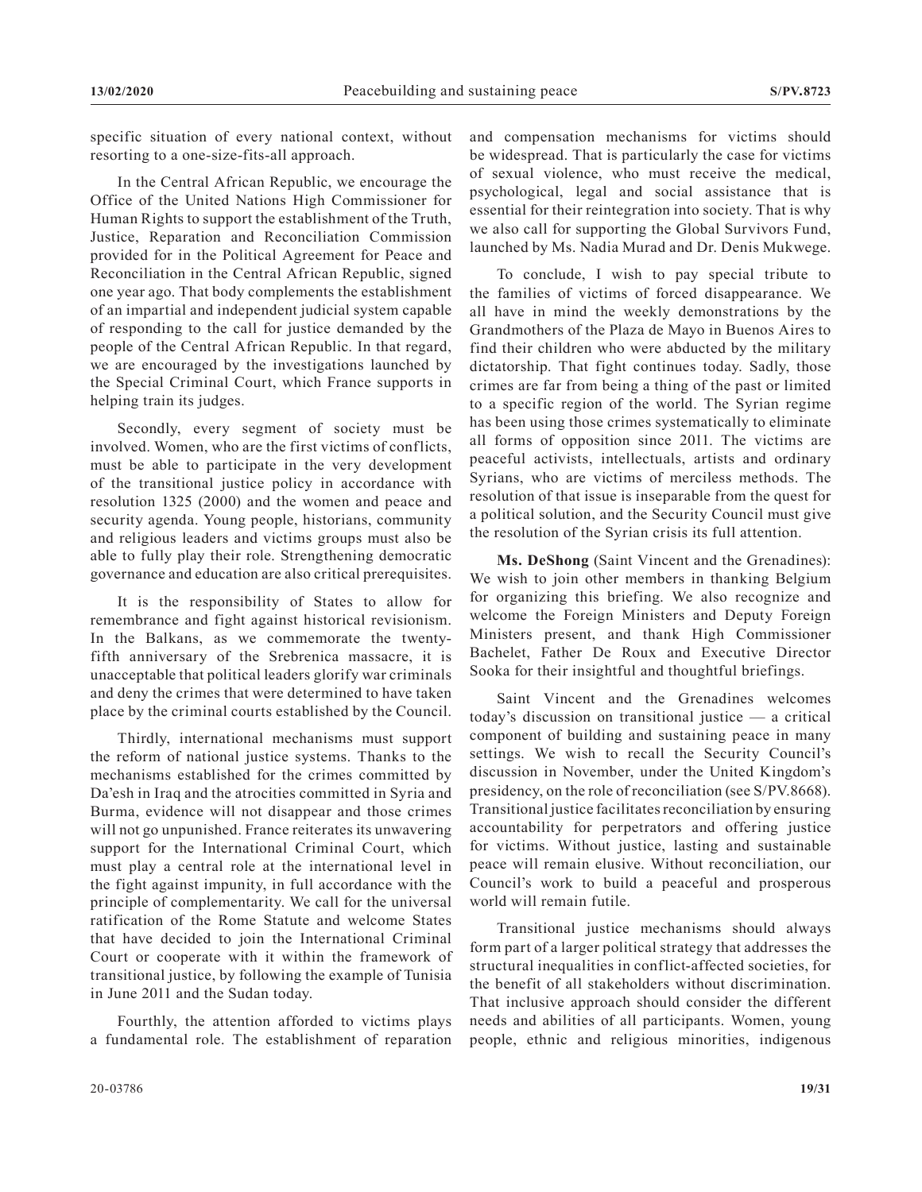specific situation of every national context, without resorting to a one-size-fits-all approach.

In the Central African Republic, we encourage the Office of the United Nations High Commissioner for Human Rights to support the establishment of the Truth, Justice, Reparation and Reconciliation Commission provided for in the Political Agreement for Peace and Reconciliation in the Central African Republic, signed one year ago. That body complements the establishment of an impartial and independent judicial system capable of responding to the call for justice demanded by the people of the Central African Republic. In that regard, we are encouraged by the investigations launched by the Special Criminal Court, which France supports in helping train its judges.

Secondly, every segment of society must be involved. Women, who are the first victims of conflicts, must be able to participate in the very development of the transitional justice policy in accordance with resolution 1325 (2000) and the women and peace and security agenda. Young people, historians, community and religious leaders and victims groups must also be able to fully play their role. Strengthening democratic governance and education are also critical prerequisites.

It is the responsibility of States to allow for remembrance and fight against historical revisionism. In the Balkans, as we commemorate the twenty-fifth anniversary of the Srebrenica massacre, it is unacceptable that political leaders glorify war criminals and deny the crimes that were determined to have taken place by the criminal courts established by the Council.

Thirdly, international mechanisms must support the reform of national justice systems. Thanks to the mechanisms established for the crimes committed by Da'esh in Iraq and the atrocities committed in Syria and Burma, evidence will not disappear and those crimes will not go unpunished. France reiterates its unwavering support for the International Criminal Court, which must play a central role at the international level in the fight against impunity, in full accordance with the principle of complementarity. We call for the universal ratification of the Rome Statute and welcome States that have decided to join the International Criminal Court or cooperate with it within the framework of transitional justice, by following the example of Tunisia in June 2011 and the Sudan today.

Fourthly, the attention afforded to victims plays a fundamental role. The establishment of reparation and compensation mechanisms for victims should be widespread. That is particularly the case for victims of sexual violence, who must receive the medical, psychological, legal and social assistance that is essential for their reintegration into society. That is why we also call for supporting the Global Survivors Fund, launched by Ms. Nadia Murad and Dr. Denis Mukwege.

To conclude, I wish to pay special tribute to the families of victims of forced disappearance. We all have in mind the weekly demonstrations by the Grandmothers of the Plaza de Mayo in Buenos Aires to find their children who were abducted by the military dictatorship. That fight continues today. Sadly, those crimes are far from being a thing of the past or limited to a specific region of the world. The Syrian regime has been using those crimes systematically to eliminate all forms of opposition since 2011. The victims are peaceful activists, intellectuals, artists and ordinary Syrians, who are victims of merciless methods. The resolution of that issue is inseparable from the quest for a political solution, and the Security Council must give the resolution of the Syrian crisis its full attention.

**Ms. DeShong** (Saint Vincent and the Grenadines): We wish to join other members in thanking Belgium for organizing this briefing. We also recognize and welcome the Foreign Ministers and Deputy Foreign Ministers present, and thank High Commissioner Bachelet, Father De Roux and Executive Director Sooka for their insightful and thoughtful briefings.

Saint Vincent and the Grenadines welcomes today's discussion on transitional justice — a critical component of building and sustaining peace in many settings. We wish to recall the Security Council's discussion in November, under the United Kingdom's presidency, on the role of reconciliation (see S/PV.8668). Transitional justice facilitates reconciliation by ensuring accountability for perpetrators and offering justice for victims. Without justice, lasting and sustainable peace will remain elusive. Without reconciliation, our Council's work to build a peaceful and prosperous world will remain futile.

Transitional justice mechanisms should always form part of a larger political strategy that addresses the structural inequalities in conflict-affected societies, for the benefit of all stakeholders without discrimination. That inclusive approach should consider the different needs and abilities of all participants. Women, young people, ethnic and religious minorities, indigenous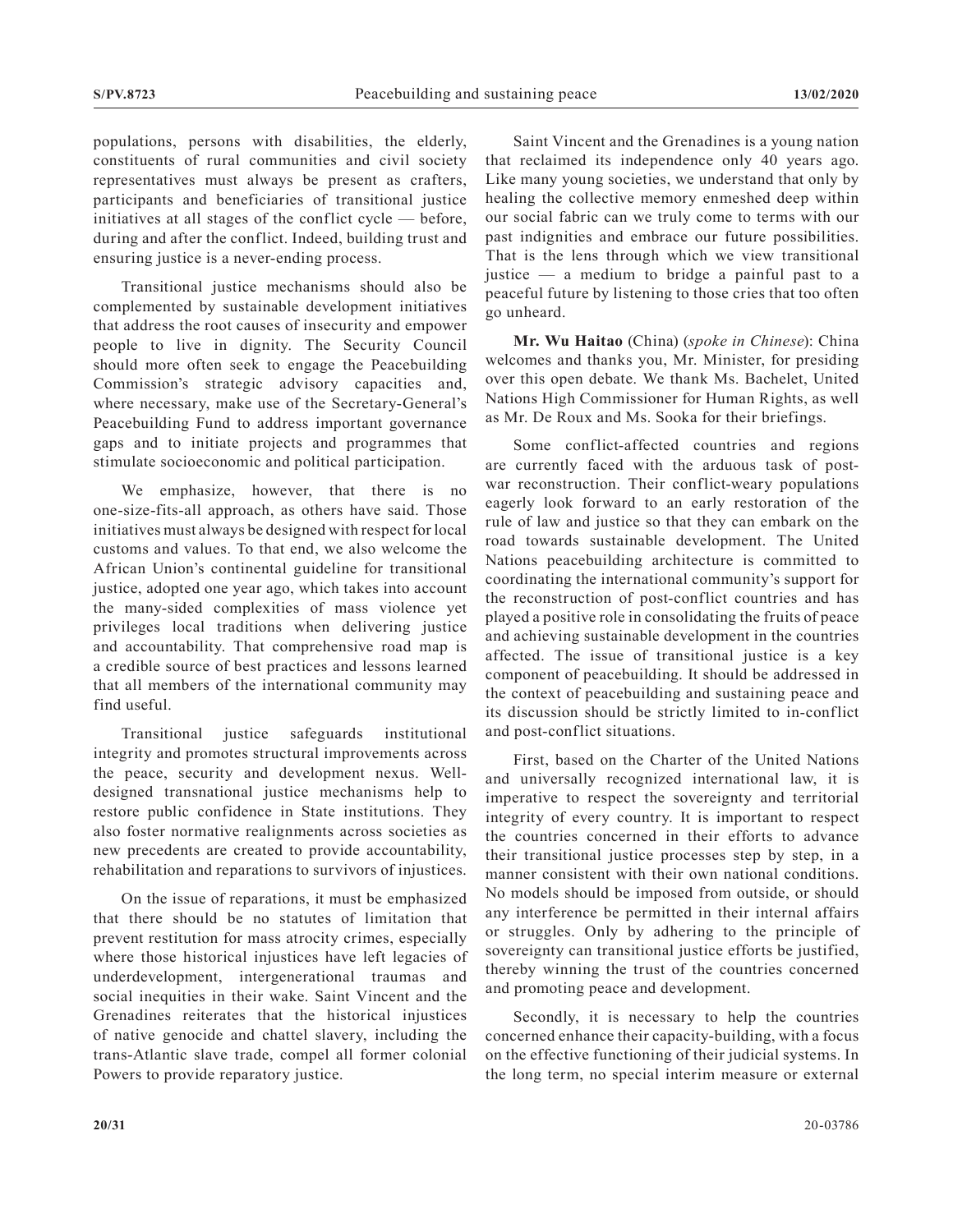populations, persons with disabilities, the elderly, constituents of rural communities and civil society representatives must always be present as crafters, participants and beneficiaries of transitional justice initiatives at all stages of the conflict cycle — before, during and after the conflict. Indeed, building trust and ensuring justice is a never-ending process.

Transitional justice mechanisms should also be complemented by sustainable development initiatives that address the root causes of insecurity and empower people to live in dignity. The Security Council should more often seek to engage the Peacebuilding Commission's strategic advisory capacities and, where necessary, make use of the Secretary-General's Peacebuilding Fund to address important governance gaps and to initiate projects and programmes that stimulate socioeconomic and political participation.

We emphasize, however, that there is no one-size-fits-all approach, as others have said. Those initiatives must always be designed with respect for local customs and values. To that end, we also welcome the African Union's continental guideline for transitional justice, adopted one year ago, which takes into account the many-sided complexities of mass violence yet privileges local traditions when delivering justice and accountability. That comprehensive road map is a credible source of best practices and lessons learned that all members of the international community may find useful.

Transitional justice safeguards institutional integrity and promotes structural improvements across the peace, security and development nexus. Well-designed transnational justice mechanisms help to restore public confidence in State institutions. They also foster normative realignments across societies as new precedents are created to provide accountability, rehabilitation and reparations to survivors of injustices.

On the issue of reparations, it must be emphasized that there should be no statutes of limitation that prevent restitution for mass atrocity crimes, especially where those historical injustices have left legacies of underdevelopment, intergenerational traumas and social inequities in their wake. Saint Vincent and the Grenadines reiterates that the historical injustices of native genocide and chattel slavery, including the trans-Atlantic slave trade, compel all former colonial Powers to provide reparatory justice.

Saint Vincent and the Grenadines is a young nation that reclaimed its independence only 40 years ago. Like many young societies, we understand that only by healing the collective memory enmeshed deep within our social fabric can we truly come to terms with our past indignities and embrace our future possibilities. That is the lens through which we view transitional justice — a medium to bridge a painful past to a peaceful future by listening to those cries that too often go unheard.

**Mr. Wu Haitao** (China) (*spoke in Chinese*): China welcomes and thanks you, Mr. Minister, for presiding over this open debate. We thank Ms. Bachelet, United Nations High Commissioner for Human Rights, as well as Mr. De Roux and Ms. Sooka for their briefings.

Some conflict-affected countries and regions are currently faced with the arduous task of post-war reconstruction. Their conflict-weary populations eagerly look forward to an early restoration of the rule of law and justice so that they can embark on the road towards sustainable development. The United Nations peacebuilding architecture is committed to coordinating the international community's support for the reconstruction of post-conflict countries and has played a positive role in consolidating the fruits of peace and achieving sustainable development in the countries affected. The issue of transitional justice is a key component of peacebuilding. It should be addressed in the context of peacebuilding and sustaining peace and its discussion should be strictly limited to in-conflict and post-conflict situations.

First, based on the Charter of the United Nations and universally recognized international law, it is imperative to respect the sovereignty and territorial integrity of every country. It is important to respect the countries concerned in their efforts to advance their transitional justice processes step by step, in a manner consistent with their own national conditions. No models should be imposed from outside, or should any interference be permitted in their internal affairs or struggles. Only by adhering to the principle of sovereignty can transitional justice efforts be justified, thereby winning the trust of the countries concerned and promoting peace and development.

Secondly, it is necessary to help the countries concerned enhance their capacity-building, with a focus on the effective functioning of their judicial systems. In the long term, no special interim measure or external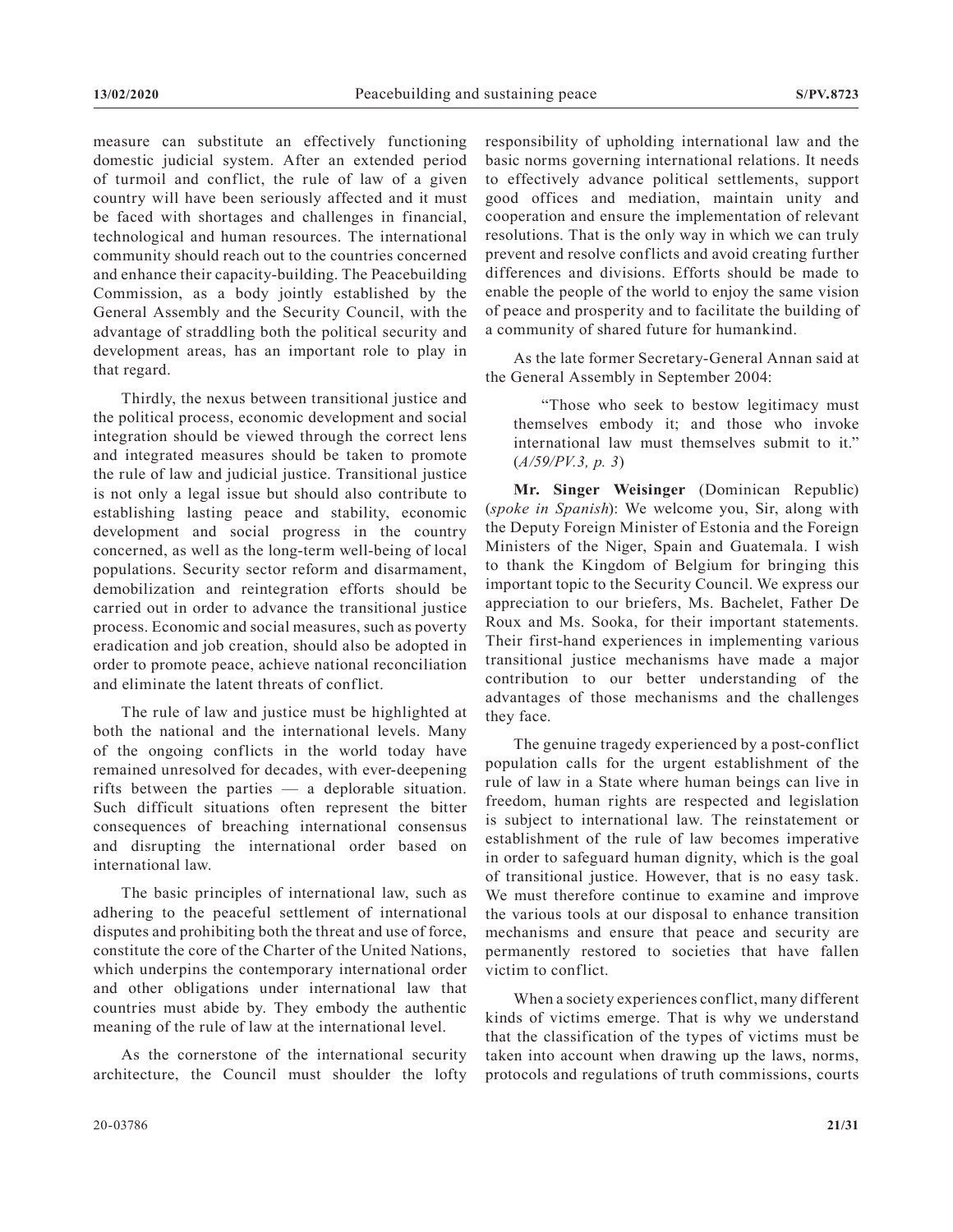measure can substitute an effectively functioning domestic judicial system. After an extended period of turmoil and conflict, the rule of law of a given country will have been seriously affected and it must be faced with shortages and challenges in financial, technological and human resources. The international community should reach out to the countries concerned and enhance their capacity-building. The Peacebuilding Commission, as a body jointly established by the General Assembly and the Security Council, with the advantage of straddling both the political security and development areas, has an important role to play in that regard.

Thirdly, the nexus between transitional justice and the political process, economic development and social integration should be viewed through the correct lens and integrated measures should be taken to promote the rule of law and judicial justice. Transitional justice is not only a legal issue but should also contribute to establishing lasting peace and stability, economic development and social progress in the country concerned, as well as the long-term well-being of local populations. Security sector reform and disarmament, demobilization and reintegration efforts should be carried out in order to advance the transitional justice process. Economic and social measures, such as poverty eradication and job creation, should also be adopted in order to promote peace, achieve national reconciliation and eliminate the latent threats of conflict.

The rule of law and justice must be highlighted at both the national and the international levels. Many of the ongoing conflicts in the world today have remained unresolved for decades, with ever-deepening rifts between the parties — a deplorable situation. Such difficult situations often represent the bitter consequences of breaching international consensus and disrupting the international order based on international law.

The basic principles of international law, such as adhering to the peaceful settlement of international disputes and prohibiting both the threat and use of force, constitute the core of the Charter of the United Nations, which underpins the contemporary international order and other obligations under international law that countries must abide by. They embody the authentic meaning of the rule of law at the international level.

As the cornerstone of the international security architecture, the Council must shoulder the lofty responsibility of upholding international law and the basic norms governing international relations. It needs to effectively advance political settlements, support good offices and mediation, maintain unity and cooperation and ensure the implementation of relevant resolutions. That is the only way in which we can truly prevent and resolve conflicts and avoid creating further differences and divisions. Efforts should be made to enable the people of the world to enjoy the same vision of peace and prosperity and to facilitate the building of a community of shared future for humankind.

As the late former Secretary-General Annan said at the General Assembly in September 2004:

> "Those who seek to bestow legitimacy must themselves embody it; and those who invoke international law must themselves submit to it." (*A/59/PV.3, p. 3*)

**Mr. Singer Weisinger** (Dominican Republic) (*spoke in Spanish*): We welcome you, Sir, along with the Deputy Foreign Minister of Estonia and the Foreign Ministers of the Niger, Spain and Guatemala. I wish to thank the Kingdom of Belgium for bringing this important topic to the Security Council. We express our appreciation to our briefers, Ms. Bachelet, Father De Roux and Ms. Sooka, for their important statements. Their first-hand experiences in implementing various transitional justice mechanisms have made a major contribution to our better understanding of the advantages of those mechanisms and the challenges they face.

The genuine tragedy experienced by a post-conflict population calls for the urgent establishment of the rule of law in a State where human beings can live in freedom, human rights are respected and legislation is subject to international law. The reinstatement or establishment of the rule of law becomes imperative in order to safeguard human dignity, which is the goal of transitional justice. However, that is no easy task. We must therefore continue to examine and improve the various tools at our disposal to enhance transition mechanisms and ensure that peace and security are permanently restored to societies that have fallen victim to conflict.

When a society experiences conflict, many different kinds of victims emerge. That is why we understand that the classification of the types of victims must be taken into account when drawing up the laws, norms, protocols and regulations of truth commissions, courts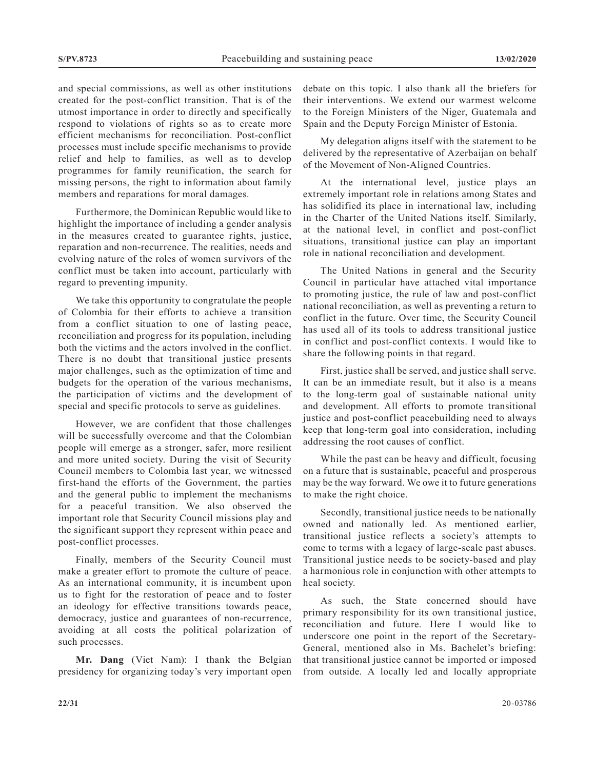and special commissions, as well as other institutions created for the post-conflict transition. That is of the utmost importance in order to directly and specifically respond to violations of rights so as to create more efficient mechanisms for reconciliation. Post-conflict processes must include specific mechanisms to provide relief and help to families, as well as to develop programmes for family reunification, the search for missing persons, the right to information about family members and reparations for moral damages.

Furthermore, the Dominican Republic would like to highlight the importance of including a gender analysis in the measures created to guarantee rights, justice, reparation and non-recurrence. The realities, needs and evolving nature of the roles of women survivors of the conflict must be taken into account, particularly with regard to preventing impunity.

We take this opportunity to congratulate the people of Colombia for their efforts to achieve a transition from a conflict situation to one of lasting peace, reconciliation and progress for its population, including both the victims and the actors involved in the conflict. There is no doubt that transitional justice presents major challenges, such as the optimization of time and budgets for the operation of the various mechanisms, the participation of victims and the development of special and specific protocols to serve as guidelines.

However, we are confident that those challenges will be successfully overcome and that the Colombian people will emerge as a stronger, safer, more resilient and more united society. During the visit of Security Council members to Colombia last year, we witnessed first-hand the efforts of the Government, the parties and the general public to implement the mechanisms for a peaceful transition. We also observed the important role that Security Council missions play and the significant support they represent within peace and post-conflict processes.

Finally, members of the Security Council must make a greater effort to promote the culture of peace. As an international community, it is incumbent upon us to fight for the restoration of peace and to foster an ideology for effective transitions towards peace, democracy, justice and guarantees of non-recurrence, avoiding at all costs the political polarization of such processes.

**Mr. Dang** (Viet Nam): I thank the Belgian presidency for organizing today's very important open debate on this topic. I also thank all the briefers for their interventions. We extend our warmest welcome to the Foreign Ministers of the Niger, Guatemala and Spain and the Deputy Foreign Minister of Estonia.

My delegation aligns itself with the statement to be delivered by the representative of Azerbaijan on behalf of the Movement of Non-Aligned Countries.

At the international level, justice plays an extremely important role in relations among States and has solidified its place in international law, including in the Charter of the United Nations itself. Similarly, at the national level, in conflict and post-conflict situations, transitional justice can play an important role in national reconciliation and development.

The United Nations in general and the Security Council in particular have attached vital importance to promoting justice, the rule of law and post-conflict national reconciliation, as well as preventing a return to conflict in the future. Over time, the Security Council has used all of its tools to address transitional justice in conflict and post-conflict contexts. I would like to share the following points in that regard.

First, justice shall be served, and justice shall serve. It can be an immediate result, but it also is a means to the long-term goal of sustainable national unity and development. All efforts to promote transitional justice and post-conflict peacebuilding need to always keep that long-term goal into consideration, including addressing the root causes of conflict.

While the past can be heavy and difficult, focusing on a future that is sustainable, peaceful and prosperous may be the way forward. We owe it to future generations to make the right choice.

Secondly, transitional justice needs to be nationally owned and nationally led. As mentioned earlier, transitional justice reflects a society's attempts to come to terms with a legacy of large-scale past abuses. Transitional justice needs to be society-based and play a harmonious role in conjunction with other attempts to heal society.

As such, the State concerned should have primary responsibility for its own transitional justice, reconciliation and future. Here I would like to underscore one point in the report of the Secretary-General, mentioned also in Ms. Bachelet's briefing: that transitional justice cannot be imported or imposed from outside. A locally led and locally appropriate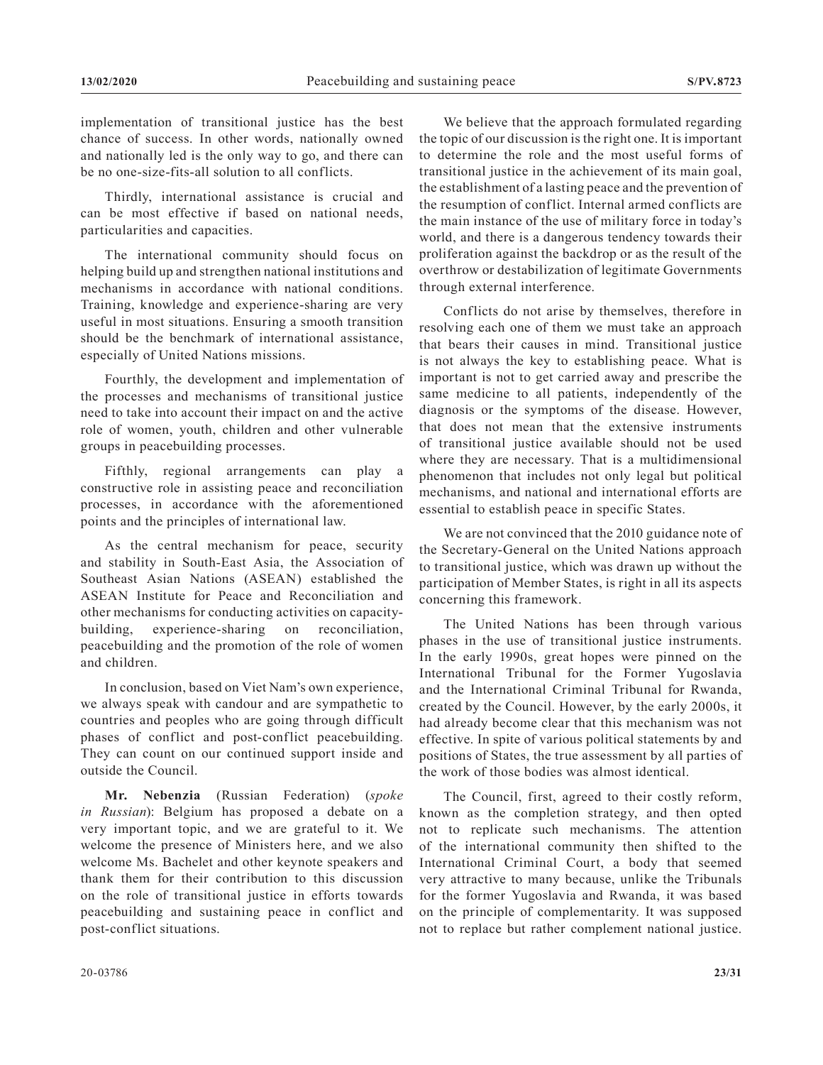implementation of transitional justice has the best chance of success. In other words, nationally owned and nationally led is the only way to go, and there can be no one-size-fits-all solution to all conflicts.

Thirdly, international assistance is crucial and can be most effective if based on national needs, particularities and capacities.

The international community should focus on helping build up and strengthen national institutions and mechanisms in accordance with national conditions. Training, knowledge and experience-sharing are very useful in most situations. Ensuring a smooth transition should be the benchmark of international assistance, especially of United Nations missions.

Fourthly, the development and implementation of the processes and mechanisms of transitional justice need to take into account their impact on and the active role of women, youth, children and other vulnerable groups in peacebuilding processes.

Fifthly, regional arrangements can play a constructive role in assisting peace and reconciliation processes, in accordance with the aforementioned points and the principles of international law.

As the central mechanism for peace, security and stability in South-East Asia, the Association of Southeast Asian Nations (ASEAN) established the ASEAN Institute for Peace and Reconciliation and other mechanisms for conducting activities on capacity-building, experience-sharing on reconciliation, peacebuilding and the promotion of the role of women and children.

In conclusion, based on Viet Nam's own experience, we always speak with candour and are sympathetic to countries and peoples who are going through difficult phases of conflict and post-conflict peacebuilding. They can count on our continued support inside and outside the Council.

**Mr. Nebenzia** (Russian Federation) (*spoke in Russian*): Belgium has proposed a debate on a very important topic, and we are grateful to it. We welcome the presence of Ministers here, and we also welcome Ms. Bachelet and other keynote speakers and thank them for their contribution to this discussion on the role of transitional justice in efforts towards peacebuilding and sustaining peace in conflict and post-conflict situations.

We believe that the approach formulated regarding the topic of our discussion is the right one. It is important to determine the role and the most useful forms of transitional justice in the achievement of its main goal, the establishment of a lasting peace and the prevention of the resumption of conflict. Internal armed conflicts are the main instance of the use of military force in today's world, and there is a dangerous tendency towards their proliferation against the backdrop or as the result of the overthrow or destabilization of legitimate Governments through external interference.

Conflicts do not arise by themselves, therefore in resolving each one of them we must take an approach that bears their causes in mind. Transitional justice is not always the key to establishing peace. What is important is not to get carried away and prescribe the same medicine to all patients, independently of the diagnosis or the symptoms of the disease. However, that does not mean that the extensive instruments of transitional justice available should not be used where they are necessary. That is a multidimensional phenomenon that includes not only legal but political mechanisms, and national and international efforts are essential to establish peace in specific States.

We are not convinced that the 2010 guidance note of the Secretary-General on the United Nations approach to transitional justice, which was drawn up without the participation of Member States, is right in all its aspects concerning this framework.

The United Nations has been through various phases in the use of transitional justice instruments. In the early 1990s, great hopes were pinned on the International Tribunal for the Former Yugoslavia and the International Criminal Tribunal for Rwanda, created by the Council. However, by the early 2000s, it had already become clear that this mechanism was not effective. In spite of various political statements by and positions of States, the true assessment by all parties of the work of those bodies was almost identical.

The Council, first, agreed to their costly reform, known as the completion strategy, and then opted not to replicate such mechanisms. The attention of the international community then shifted to the International Criminal Court, a body that seemed very attractive to many because, unlike the Tribunals for the former Yugoslavia and Rwanda, it was based on the principle of complementarity. It was supposed not to replace but rather complement national justice.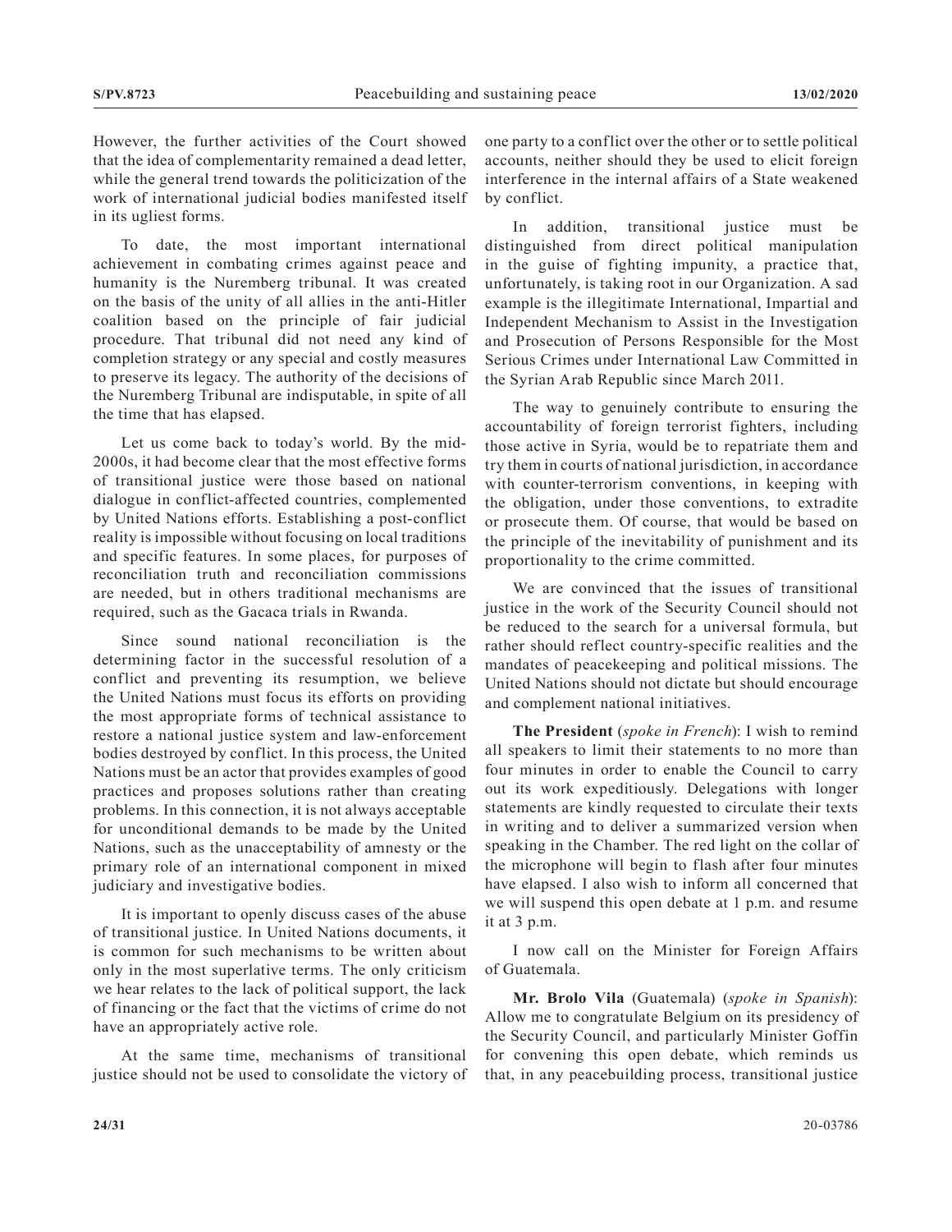However, the further activities of the Court showed that the idea of complementarity remained a dead letter, while the general trend towards the politicization of the work of international judicial bodies manifested itself in its ugliest forms.

To date, the most important international achievement in combating crimes against peace and humanity is the Nuremberg tribunal. It was created on the basis of the unity of all allies in the anti-Hitler coalition based on the principle of fair judicial procedure. That tribunal did not need any kind of completion strategy or any special and costly measures to preserve its legacy. The authority of the decisions of the Nuremberg Tribunal are indisputable, in spite of all the time that has elapsed.

Let us come back to today's world. By the mid-2000s, it had become clear that the most effective forms of transitional justice were those based on national dialogue in conflict-affected countries, complemented by United Nations efforts. Establishing a post-conflict reality is impossible without focusing on local traditions and specific features. In some places, for purposes of reconciliation truth and reconciliation commissions are needed, but in others traditional mechanisms are required, such as the Gacaca trials in Rwanda.

Since sound national reconciliation is the determining factor in the successful resolution of a conflict and preventing its resumption, we believe the United Nations must focus its efforts on providing the most appropriate forms of technical assistance to restore a national justice system and law-enforcement bodies destroyed by conflict. In this process, the United Nations must be an actor that provides examples of good practices and proposes solutions rather than creating problems. In this connection, it is not always acceptable for unconditional demands to be made by the United Nations, such as the unacceptability of amnesty or the primary role of an international component in mixed judiciary and investigative bodies.

It is important to openly discuss cases of the abuse of transitional justice. In United Nations documents, it is common for such mechanisms to be written about only in the most superlative terms. The only criticism we hear relates to the lack of political support, the lack of financing or the fact that the victims of crime do not have an appropriately active role.

At the same time, mechanisms of transitional justice should not be used to consolidate the victory of one party to a conflict over the other or to settle political accounts, neither should they be used to elicit foreign interference in the internal affairs of a State weakened by conflict.

In addition, transitional justice must be distinguished from direct political manipulation in the guise of fighting impunity, a practice that, unfortunately, is taking root in our Organization. A sad example is the illegitimate International, Impartial and Independent Mechanism to Assist in the Investigation and Prosecution of Persons Responsible for the Most Serious Crimes under International Law Committed in the Syrian Arab Republic since March 2011.

The way to genuinely contribute to ensuring the accountability of foreign terrorist fighters, including those active in Syria, would be to repatriate them and try them in courts of national jurisdiction, in accordance with counter-terrorism conventions, in keeping with the obligation, under those conventions, to extradite or prosecute them. Of course, that would be based on the principle of the inevitability of punishment and its proportionality to the crime committed.

We are convinced that the issues of transitional justice in the work of the Security Council should not be reduced to the search for a universal formula, but rather should reflect country-specific realities and the mandates of peacekeeping and political missions. The United Nations should not dictate but should encourage and complement national initiatives.

**The President** (*spoke in French*): I wish to remind all speakers to limit their statements to no more than four minutes in order to enable the Council to carry out its work expeditiously. Delegations with longer statements are kindly requested to circulate their texts in writing and to deliver a summarized version when speaking in the Chamber. The red light on the collar of the microphone will begin to flash after four minutes have elapsed. I also wish to inform all concerned that we will suspend this open debate at 1 p.m. and resume it at 3 p.m.

I now call on the Minister for Foreign Affairs of Guatemala.

**Mr. Brolo Vila** (Guatemala) (*spoke in Spanish*): Allow me to congratulate Belgium on its presidency of the Security Council, and particularly Minister Goffin for convening this open debate, which reminds us that, in any peacebuilding process, transitional justice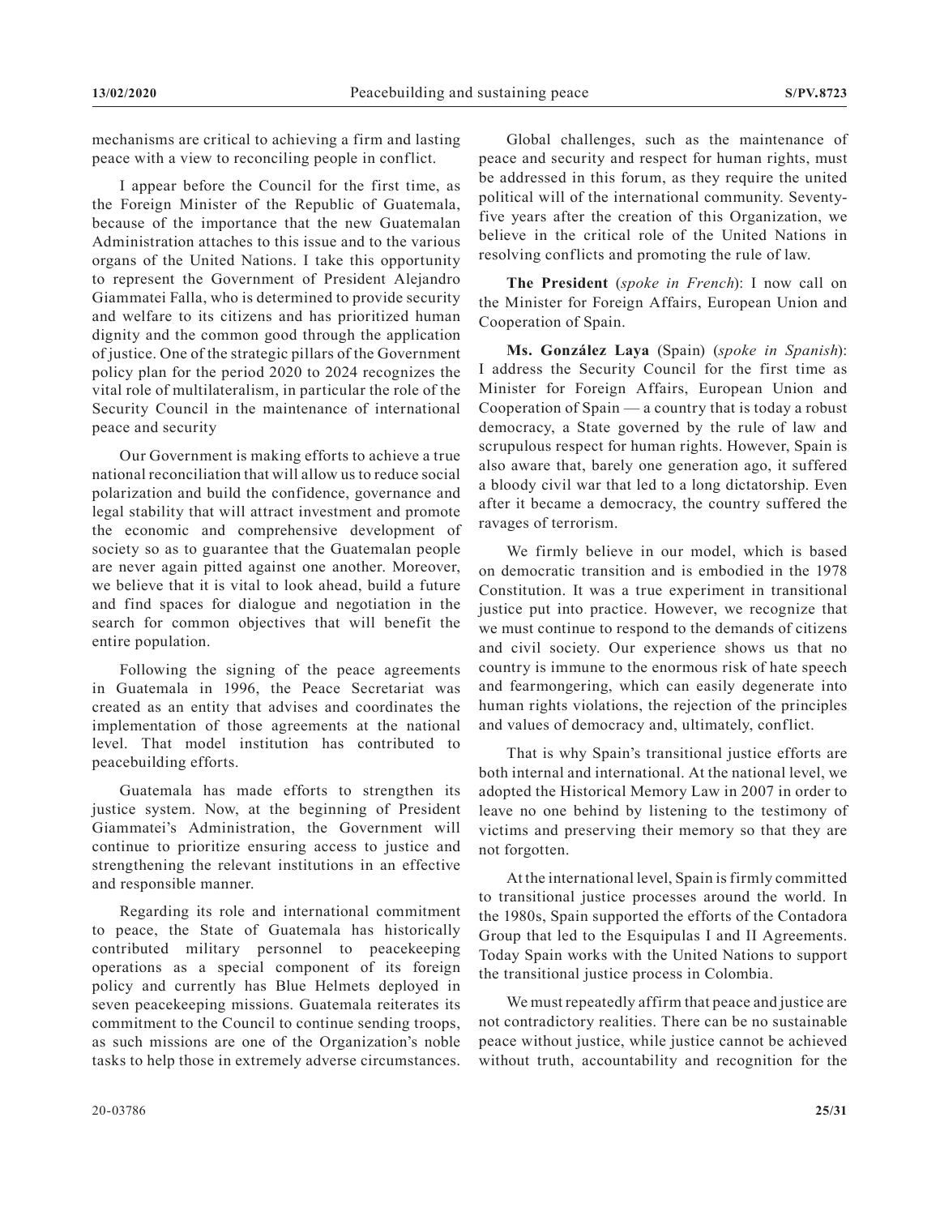mechanisms are critical to achieving a firm and lasting peace with a view to reconciling people in conflict.

I appear before the Council for the first time, as the Foreign Minister of the Republic of Guatemala, because of the importance that the new Guatemalan Administration attaches to this issue and to the various organs of the United Nations. I take this opportunity to represent the Government of President Alejandro Giammatei Falla, who is determined to provide security and welfare to its citizens and has prioritized human dignity and the common good through the application of justice. One of the strategic pillars of the Government policy plan for the period 2020 to 2024 recognizes the vital role of multilateralism, in particular the role of the Security Council in the maintenance of international peace and security

Our Government is making efforts to achieve a true national reconciliation that will allow us to reduce social polarization and build the confidence, governance and legal stability that will attract investment and promote the economic and comprehensive development of society so as to guarantee that the Guatemalan people are never again pitted against one another. Moreover, we believe that it is vital to look ahead, build a future and find spaces for dialogue and negotiation in the search for common objectives that will benefit the entire population.

Following the signing of the peace agreements in Guatemala in 1996, the Peace Secretariat was created as an entity that advises and coordinates the implementation of those agreements at the national level. That model institution has contributed to peacebuilding efforts.

Guatemala has made efforts to strengthen its justice system. Now, at the beginning of President Giammatei's Administration, the Government will continue to prioritize ensuring access to justice and strengthening the relevant institutions in an effective and responsible manner.

Regarding its role and international commitment to peace, the State of Guatemala has historically contributed military personnel to peacekeeping operations as a special component of its foreign policy and currently has Blue Helmets deployed in seven peacekeeping missions. Guatemala reiterates its commitment to the Council to continue sending troops, as such missions are one of the Organization's noble tasks to help those in extremely adverse circumstances.

Global challenges, such as the maintenance of peace and security and respect for human rights, must be addressed in this forum, as they require the united political will of the international community. Seventy-five years after the creation of this Organization, we believe in the critical role of the United Nations in resolving conflicts and promoting the rule of law.

**The President** (*spoke in French*): I now call on the Minister for Foreign Affairs, European Union and Cooperation of Spain.

**Ms. González Laya** (Spain) (*spoke in Spanish*): I address the Security Council for the first time as Minister for Foreign Affairs, European Union and Cooperation of Spain — a country that is today a robust democracy, a State governed by the rule of law and scrupulous respect for human rights. However, Spain is also aware that, barely one generation ago, it suffered a bloody civil war that led to a long dictatorship. Even after it became a democracy, the country suffered the ravages of terrorism.

We firmly believe in our model, which is based on democratic transition and is embodied in the 1978 Constitution. It was a true experiment in transitional justice put into practice. However, we recognize that we must continue to respond to the demands of citizens and civil society. Our experience shows us that no country is immune to the enormous risk of hate speech and fearmongering, which can easily degenerate into human rights violations, the rejection of the principles and values of democracy and, ultimately, conflict.

That is why Spain's transitional justice efforts are both internal and international. At the national level, we adopted the Historical Memory Law in 2007 in order to leave no one behind by listening to the testimony of victims and preserving their memory so that they are not forgotten.

At the international level, Spain is firmly committed to transitional justice processes around the world. In the 1980s, Spain supported the efforts of the Contadora Group that led to the Esquipulas I and II Agreements. Today Spain works with the United Nations to support the transitional justice process in Colombia.

We must repeatedly affirm that peace and justice are not contradictory realities. There can be no sustainable peace without justice, while justice cannot be achieved without truth, accountability and recognition for the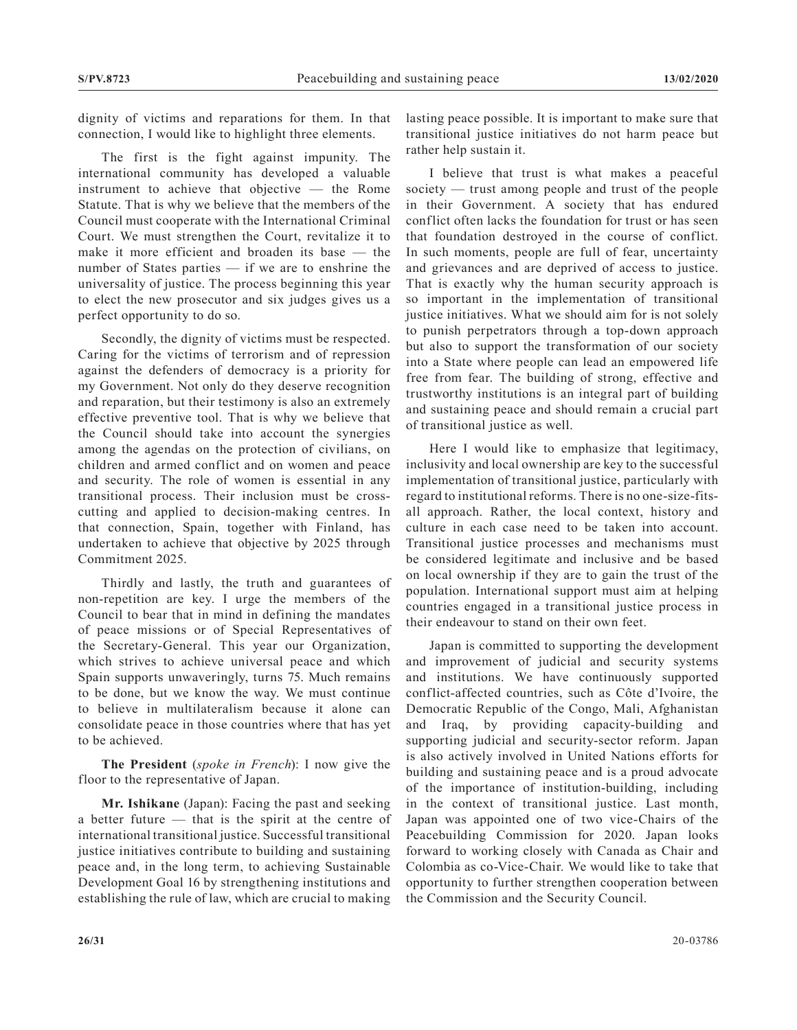dignity of victims and reparations for them. In that connection, I would like to highlight three elements.

The first is the fight against impunity. The international community has developed a valuable instrument to achieve that objective — the Rome Statute. That is why we believe that the members of the Council must cooperate with the International Criminal Court. We must strengthen the Court, revitalize it to make it more efficient and broaden its base — the number of States parties — if we are to enshrine the universality of justice. The process beginning this year to elect the new prosecutor and six judges gives us a perfect opportunity to do so.

Secondly, the dignity of victims must be respected. Caring for the victims of terrorism and of repression against the defenders of democracy is a priority for my Government. Not only do they deserve recognition and reparation, but their testimony is also an extremely effective preventive tool. That is why we believe that the Council should take into account the synergies among the agendas on the protection of civilians, on children and armed conflict and on women and peace and security. The role of women is essential in any transitional process. Their inclusion must be cross-cutting and applied to decision-making centres. In that connection, Spain, together with Finland, has undertaken to achieve that objective by 2025 through Commitment 2025.

Thirdly and lastly, the truth and guarantees of non-repetition are key. I urge the members of the Council to bear that in mind in defining the mandates of peace missions or of Special Representatives of the Secretary-General. This year our Organization, which strives to achieve universal peace and which Spain supports unwaveringly, turns 75. Much remains to be done, but we know the way. We must continue to believe in multilateralism because it alone can consolidate peace in those countries where that has yet to be achieved.

**The President** (*spoke in French*): I now give the floor to the representative of Japan.

**Mr. Ishikane** (Japan): Facing the past and seeking a better future — that is the spirit at the centre of international transitional justice. Successful transitional justice initiatives contribute to building and sustaining peace and, in the long term, to achieving Sustainable Development Goal 16 by strengthening institutions and establishing the rule of law, which are crucial to making lasting peace possible. It is important to make sure that transitional justice initiatives do not harm peace but rather help sustain it.

I believe that trust is what makes a peaceful society — trust among people and trust of the people in their Government. A society that has endured conflict often lacks the foundation for trust or has seen that foundation destroyed in the course of conflict. In such moments, people are full of fear, uncertainty and grievances and are deprived of access to justice. That is exactly why the human security approach is so important in the implementation of transitional justice initiatives. What we should aim for is not solely to punish perpetrators through a top-down approach but also to support the transformation of our society into a State where people can lead an empowered life free from fear. The building of strong, effective and trustworthy institutions is an integral part of building and sustaining peace and should remain a crucial part of transitional justice as well.

Here I would like to emphasize that legitimacy, inclusivity and local ownership are key to the successful implementation of transitional justice, particularly with regard to institutional reforms. There is no one-size-fits-all approach. Rather, the local context, history and culture in each case need to be taken into account. Transitional justice processes and mechanisms must be considered legitimate and inclusive and be based on local ownership if they are to gain the trust of the population. International support must aim at helping countries engaged in a transitional justice process in their endeavour to stand on their own feet.

Japan is committed to supporting the development and improvement of judicial and security systems and institutions. We have continuously supported conflict-affected countries, such as Côte d'Ivoire, the Democratic Republic of the Congo, Mali, Afghanistan and Iraq, by providing capacity-building and supporting judicial and security-sector reform. Japan is also actively involved in United Nations efforts for building and sustaining peace and is a proud advocate of the importance of institution-building, including in the context of transitional justice. Last month, Japan was appointed one of two vice-Chairs of the Peacebuilding Commission for 2020. Japan looks forward to working closely with Canada as Chair and Colombia as co-Vice-Chair. We would like to take that opportunity to further strengthen cooperation between the Commission and the Security Council.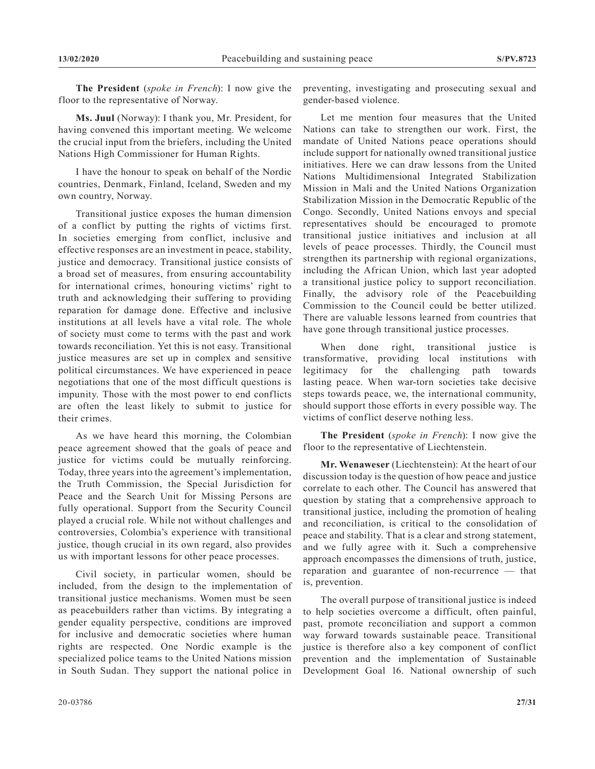**The President** (*spoke in French*): I now give the floor to the representative of Norway.

**Ms. Juul** (Norway): I thank you, Mr. President, for having convened this important meeting. We welcome the crucial input from the briefers, including the United Nations High Commissioner for Human Rights.

I have the honour to speak on behalf of the Nordic countries, Denmark, Finland, Iceland, Sweden and my own country, Norway.

Transitional justice exposes the human dimension of a conflict by putting the rights of victims first. In societies emerging from conflict, inclusive and effective responses are an investment in peace, stability, justice and democracy. Transitional justice consists of a broad set of measures, from ensuring accountability for international crimes, honouring victims' right to truth and acknowledging their suffering to providing reparation for damage done. Effective and inclusive institutions at all levels have a vital role. The whole of society must come to terms with the past and work towards reconciliation. Yet this is not easy. Transitional justice measures are set up in complex and sensitive political circumstances. We have experienced in peace negotiations that one of the most difficult questions is impunity. Those with the most power to end conflicts are often the least likely to submit to justice for their crimes.

As we have heard this morning, the Colombian peace agreement showed that the goals of peace and justice for victims could be mutually reinforcing. Today, three years into the agreement's implementation, the Truth Commission, the Special Jurisdiction for Peace and the Search Unit for Missing Persons are fully operational. Support from the Security Council played a crucial role. While not without challenges and controversies, Colombia's experience with transitional justice, though crucial in its own regard, also provides us with important lessons for other peace processes.

Civil society, in particular women, should be included, from the design to the implementation of transitional justice mechanisms. Women must be seen as peacebuilders rather than victims. By integrating a gender equality perspective, conditions are improved for inclusive and democratic societies where human rights are respected. One Nordic example is the specialized police teams to the United Nations mission in South Sudan. They support the national police in preventing, investigating and prosecuting sexual and gender-based violence.

Let me mention four measures that the United Nations can take to strengthen our work. First, the mandate of United Nations peace operations should include support for nationally owned transitional justice initiatives. Here we can draw lessons from the United Nations Multidimensional Integrated Stabilization Mission in Mali and the United Nations Organization Stabilization Mission in the Democratic Republic of the Congo. Secondly, United Nations envoys and special representatives should be encouraged to promote transitional justice initiatives and inclusion at all levels of peace processes. Thirdly, the Council must strengthen its partnership with regional organizations, including the African Union, which last year adopted a transitional justice policy to support reconciliation. Finally, the advisory role of the Peacebuilding Commission to the Council could be better utilized. There are valuable lessons learned from countries that have gone through transitional justice processes.

When done right, transitional justice is transformative, providing local institutions with legitimacy for the challenging path towards lasting peace. When war-torn societies take decisive steps towards peace, we, the international community, should support those efforts in every possible way. The victims of conflict deserve nothing less.

**The President** (*spoke in French*): I now give the floor to the representative of Liechtenstein.

**Mr. Wenaweser** (Liechtenstein): At the heart of our discussion today is the question of how peace and justice correlate to each other. The Council has answered that question by stating that a comprehensive approach to transitional justice, including the promotion of healing and reconciliation, is critical to the consolidation of peace and stability. That is a clear and strong statement, and we fully agree with it. Such a comprehensive approach encompasses the dimensions of truth, justice, reparation and guarantee of non-recurrence — that is, prevention.

The overall purpose of transitional justice is indeed to help societies overcome a difficult, often painful, past, promote reconciliation and support a common way forward towards sustainable peace. Transitional justice is therefore also a key component of conflict prevention and the implementation of Sustainable Development Goal 16. National ownership of such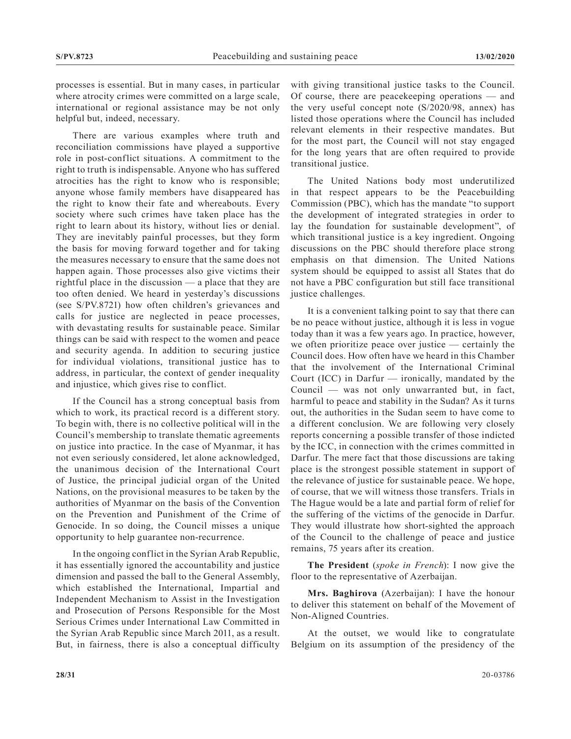processes is essential. But in many cases, in particular where atrocity crimes were committed on a large scale, international or regional assistance may be not only helpful but, indeed, necessary.

There are various examples where truth and reconciliation commissions have played a supportive role in post-conflict situations. A commitment to the right to truth is indispensable. Anyone who has suffered atrocities has the right to know who is responsible; anyone whose family members have disappeared has the right to know their fate and whereabouts. Every society where such crimes have taken place has the right to learn about its history, without lies or denial. They are inevitably painful processes, but they form the basis for moving forward together and for taking the measures necessary to ensure that the same does not happen again. Those processes also give victims their rightful place in the discussion — a place that they are too often denied. We heard in yesterday's discussions (see S/PV.8721) how often children's grievances and calls for justice are neglected in peace processes, with devastating results for sustainable peace. Similar things can be said with respect to the women and peace and security agenda. In addition to securing justice for individual violations, transitional justice has to address, in particular, the context of gender inequality and injustice, which gives rise to conflict.

If the Council has a strong conceptual basis from which to work, its practical record is a different story. To begin with, there is no collective political will in the Council's membership to translate thematic agreements on justice into practice. In the case of Myanmar, it has not even seriously considered, let alone acknowledged, the unanimous decision of the International Court of Justice, the principal judicial organ of the United Nations, on the provisional measures to be taken by the authorities of Myanmar on the basis of the Convention on the Prevention and Punishment of the Crime of Genocide. In so doing, the Council misses a unique opportunity to help guarantee non-recurrence.

In the ongoing conflict in the Syrian Arab Republic, it has essentially ignored the accountability and justice dimension and passed the ball to the General Assembly, which established the International, Impartial and Independent Mechanism to Assist in the Investigation and Prosecution of Persons Responsible for the Most Serious Crimes under International Law Committed in the Syrian Arab Republic since March 2011, as a result. But, in fairness, there is also a conceptual difficulty with giving transitional justice tasks to the Council. Of course, there are peacekeeping operations — and the very useful concept note (S/2020/98, annex) has listed those operations where the Council has included relevant elements in their respective mandates. But for the most part, the Council will not stay engaged for the long years that are often required to provide transitional justice.

The United Nations body most underutilized in that respect appears to be the Peacebuilding Commission (PBC), which has the mandate "to support the development of integrated strategies in order to lay the foundation for sustainable development", of which transitional justice is a key ingredient. Ongoing discussions on the PBC should therefore place strong emphasis on that dimension. The United Nations system should be equipped to assist all States that do not have a PBC configuration but still face transitional justice challenges.

It is a convenient talking point to say that there can be no peace without justice, although it is less in vogue today than it was a few years ago. In practice, however, we often prioritize peace over justice — certainly the Council does. How often have we heard in this Chamber that the involvement of the International Criminal Court (ICC) in Darfur — ironically, mandated by the Council — was not only unwarranted but, in fact, harmful to peace and stability in the Sudan? As it turns out, the authorities in the Sudan seem to have come to a different conclusion. We are following very closely reports concerning a possible transfer of those indicted by the ICC, in connection with the crimes committed in Darfur. The mere fact that those discussions are taking place is the strongest possible statement in support of the relevance of justice for sustainable peace. We hope, of course, that we will witness those transfers. Trials in The Hague would be a late and partial form of relief for the suffering of the victims of the genocide in Darfur. They would illustrate how short-sighted the approach of the Council to the challenge of peace and justice remains, 75 years after its creation.

**The President** (*spoke in French*): I now give the floor to the representative of Azerbaijan.

**Mrs. Baghirova** (Azerbaijan): I have the honour to deliver this statement on behalf of the Movement of Non-Aligned Countries.

At the outset, we would like to congratulate Belgium on its assumption of the presidency of the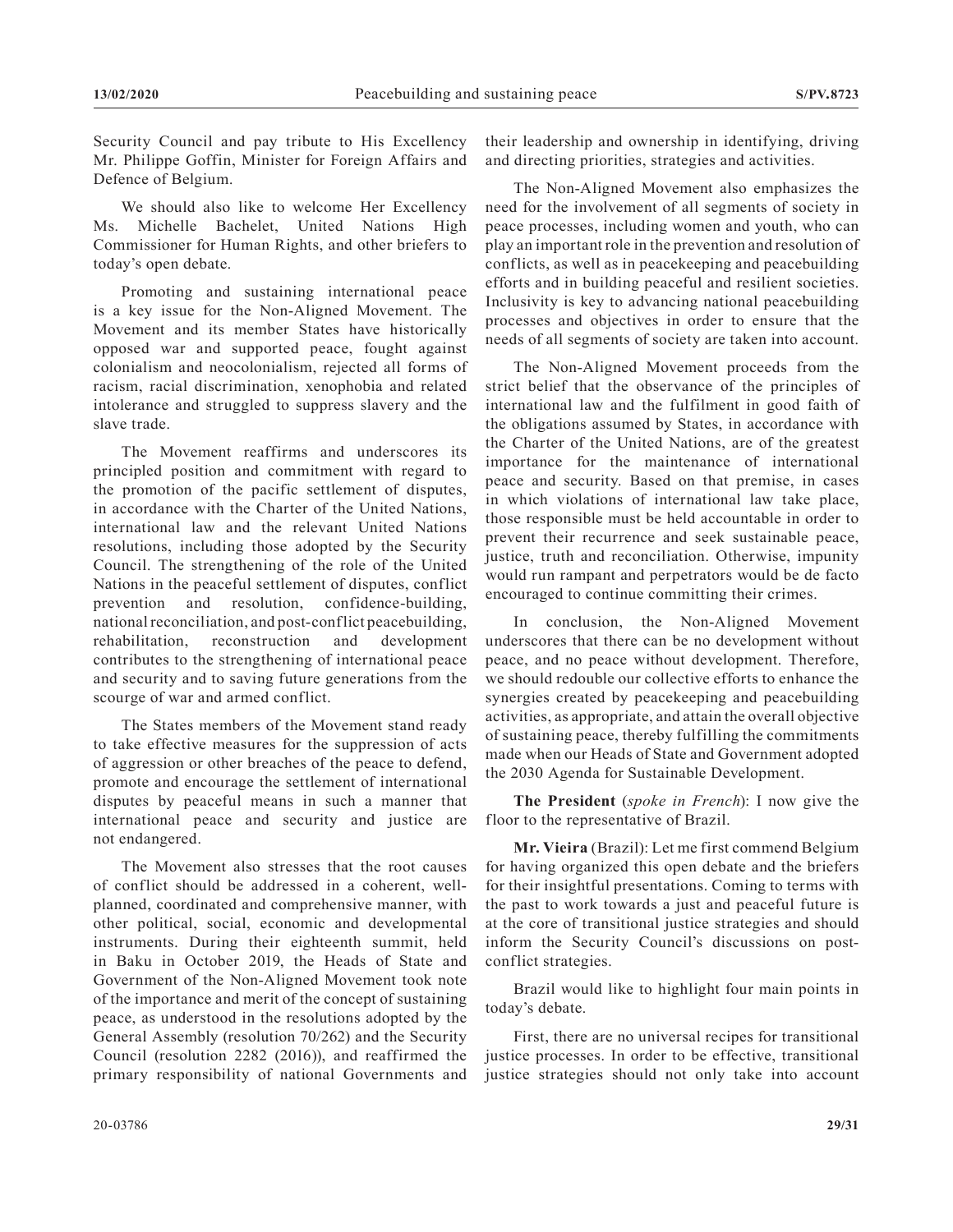Security Council and pay tribute to His Excellency Mr. Philippe Goffin, Minister for Foreign Affairs and Defence of Belgium.

We should also like to welcome Her Excellency Ms. Michelle Bachelet, United Nations High Commissioner for Human Rights, and other briefers to today's open debate.

Promoting and sustaining international peace is a key issue for the Non-Aligned Movement. The Movement and its member States have historically opposed war and supported peace, fought against colonialism and neocolonialism, rejected all forms of racism, racial discrimination, xenophobia and related intolerance and struggled to suppress slavery and the slave trade.

The Movement reaffirms and underscores its principled position and commitment with regard to the promotion of the pacific settlement of disputes, in accordance with the Charter of the United Nations, international law and the relevant United Nations resolutions, including those adopted by the Security Council. The strengthening of the role of the United Nations in the peaceful settlement of disputes, conflict prevention and resolution, confidence-building, national reconciliation, and post-conflict peacebuilding, rehabilitation, reconstruction and development contributes to the strengthening of international peace and security and to saving future generations from the scourge of war and armed conflict.

The States members of the Movement stand ready to take effective measures for the suppression of acts of aggression or other breaches of the peace to defend, promote and encourage the settlement of international disputes by peaceful means in such a manner that international peace and security and justice are not endangered.

The Movement also stresses that the root causes of conflict should be addressed in a coherent, well-planned, coordinated and comprehensive manner, with other political, social, economic and developmental instruments. During their eighteenth summit, held in Baku in October 2019, the Heads of State and Government of the Non-Aligned Movement took note of the importance and merit of the concept of sustaining peace, as understood in the resolutions adopted by the General Assembly (resolution 70/262) and the Security Council (resolution 2282 (2016)), and reaffirmed the primary responsibility of national Governments and their leadership and ownership in identifying, driving and directing priorities, strategies and activities.

The Non-Aligned Movement also emphasizes the need for the involvement of all segments of society in peace processes, including women and youth, who can play an important role in the prevention and resolution of conflicts, as well as in peacekeeping and peacebuilding efforts and in building peaceful and resilient societies. Inclusivity is key to advancing national peacebuilding processes and objectives in order to ensure that the needs of all segments of society are taken into account.

The Non-Aligned Movement proceeds from the strict belief that the observance of the principles of international law and the fulfilment in good faith of the obligations assumed by States, in accordance with the Charter of the United Nations, are of the greatest importance for the maintenance of international peace and security. Based on that premise, in cases in which violations of international law take place, those responsible must be held accountable in order to prevent their recurrence and seek sustainable peace, justice, truth and reconciliation. Otherwise, impunity would run rampant and perpetrators would be de facto encouraged to continue committing their crimes.

In conclusion, the Non-Aligned Movement underscores that there can be no development without peace, and no peace without development. Therefore, we should redouble our collective efforts to enhance the synergies created by peacekeeping and peacebuilding activities, as appropriate, and attain the overall objective of sustaining peace, thereby fulfilling the commitments made when our Heads of State and Government adopted the 2030 Agenda for Sustainable Development.

**The President** (*spoke in French*): I now give the floor to the representative of Brazil.

**Mr. Vieira** (Brazil): Let me first commend Belgium for having organized this open debate and the briefers for their insightful presentations. Coming to terms with the past to work towards a just and peaceful future is at the core of transitional justice strategies and should inform the Security Council's discussions on post-conflict strategies.

Brazil would like to highlight four main points in today's debate.

First, there are no universal recipes for transitional justice processes. In order to be effective, transitional justice strategies should not only take into account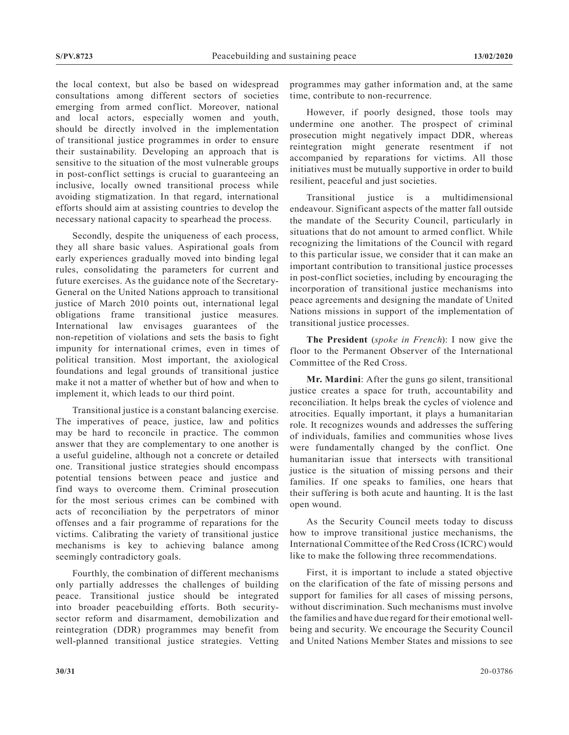the local context, but also be based on widespread consultations among different sectors of societies emerging from armed conflict. Moreover, national and local actors, especially women and youth, should be directly involved in the implementation of transitional justice programmes in order to ensure their sustainability. Developing an approach that is sensitive to the situation of the most vulnerable groups in post-conflict settings is crucial to guaranteeing an inclusive, locally owned transitional process while avoiding stigmatization. In that regard, international efforts should aim at assisting countries to develop the necessary national capacity to spearhead the process.

Secondly, despite the uniqueness of each process, they all share basic values. Aspirational goals from early experiences gradually moved into binding legal rules, consolidating the parameters for current and future exercises. As the guidance note of the Secretary-General on the United Nations approach to transitional justice of March 2010 points out, international legal obligations frame transitional justice measures. International law envisages guarantees of the non-repetition of violations and sets the basis to fight impunity for international crimes, even in times of political transition. Most important, the axiological foundations and legal grounds of transitional justice make it not a matter of whether but of how and when to implement it, which leads to our third point.

Transitional justice is a constant balancing exercise. The imperatives of peace, justice, law and politics may be hard to reconcile in practice. The common answer that they are complementary to one another is a useful guideline, although not a concrete or detailed one. Transitional justice strategies should encompass potential tensions between peace and justice and find ways to overcome them. Criminal prosecution for the most serious crimes can be combined with acts of reconciliation by the perpetrators of minor offenses and a fair programme of reparations for the victims. Calibrating the variety of transitional justice mechanisms is key to achieving balance among seemingly contradictory goals.

Fourthly, the combination of different mechanisms only partially addresses the challenges of building peace. Transitional justice should be integrated into broader peacebuilding efforts. Both security-sector reform and disarmament, demobilization and reintegration (DDR) programmes may benefit from well-planned transitional justice strategies. Vetting programmes may gather information and, at the same time, contribute to non-recurrence.

However, if poorly designed, those tools may undermine one another. The prospect of criminal prosecution might negatively impact DDR, whereas reintegration might generate resentment if not accompanied by reparations for victims. All those initiatives must be mutually supportive in order to build resilient, peaceful and just societies.

Transitional justice is a multidimensional endeavour. Significant aspects of the matter fall outside the mandate of the Security Council, particularly in situations that do not amount to armed conflict. While recognizing the limitations of the Council with regard to this particular issue, we consider that it can make an important contribution to transitional justice processes in post-conflict societies, including by encouraging the incorporation of transitional justice mechanisms into peace agreements and designing the mandate of United Nations missions in support of the implementation of transitional justice processes.

**The President** (*spoke in French*): I now give the floor to the Permanent Observer of the International Committee of the Red Cross.

**Mr. Mardini**: After the guns go silent, transitional justice creates a space for truth, accountability and reconciliation. It helps break the cycles of violence and atrocities. Equally important, it plays a humanitarian role. It recognizes wounds and addresses the suffering of individuals, families and communities whose lives were fundamentally changed by the conflict. One humanitarian issue that intersects with transitional justice is the situation of missing persons and their families. If one speaks to families, one hears that their suffering is both acute and haunting. It is the last open wound.

As the Security Council meets today to discuss how to improve transitional justice mechanisms, the International Committee of the Red Cross (ICRC) would like to make the following three recommendations.

First, it is important to include a stated objective on the clarification of the fate of missing persons and support for families for all cases of missing persons, without discrimination. Such mechanisms must involve the families and have due regard for their emotional well-being and security. We encourage the Security Council and United Nations Member States and missions to see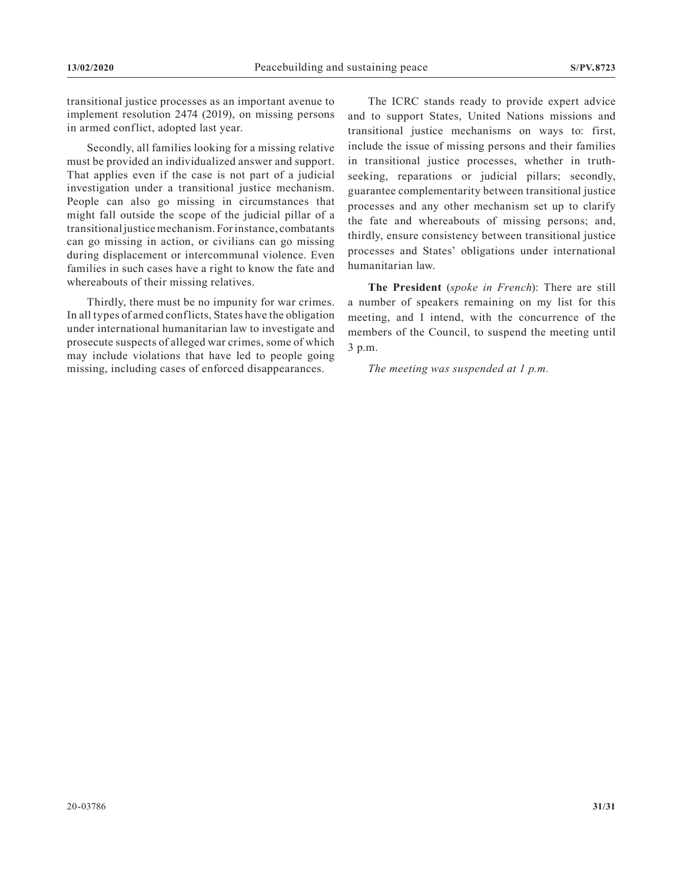transitional justice processes as an important avenue to implement resolution 2474 (2019), on missing persons in armed conflict, adopted last year.

Secondly, all families looking for a missing relative must be provided an individualized answer and support. That applies even if the case is not part of a judicial investigation under a transitional justice mechanism. People can also go missing in circumstances that might fall outside the scope of the judicial pillar of a transitional justice mechanism. For instance, combatants can go missing in action, or civilians can go missing during displacement or intercommunal violence. Even families in such cases have a right to know the fate and whereabouts of their missing relatives.

Thirdly, there must be no impunity for war crimes. In all types of armed conflicts, States have the obligation under international humanitarian law to investigate and prosecute suspects of alleged war crimes, some of which may include violations that have led to people going missing, including cases of enforced disappearances.

The ICRC stands ready to provide expert advice and to support States, United Nations missions and transitional justice mechanisms on ways to: first, include the issue of missing persons and their families in transitional justice processes, whether in truth-seeking, reparations or judicial pillars; secondly, guarantee complementarity between transitional justice processes and any other mechanism set up to clarify the fate and whereabouts of missing persons; and, thirdly, ensure consistency between transitional justice processes and States' obligations under international humanitarian law.

**The President** (*spoke in French*): There are still a number of speakers remaining on my list for this meeting, and I intend, with the concurrence of the members of the Council, to suspend the meeting until 3 p.m.

*The meeting was suspended at 1 p.m.*